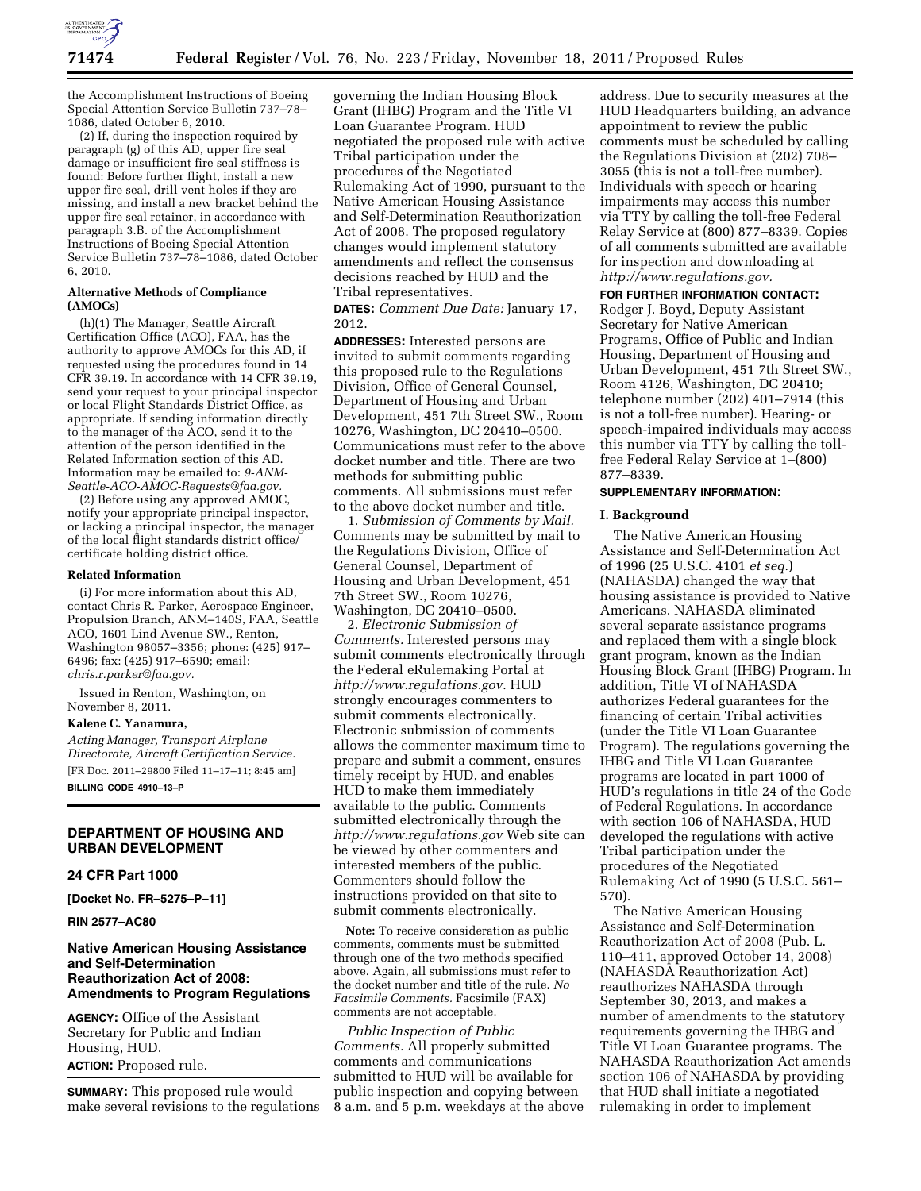the Accomplishment Instructions of Boeing Special Attention Service Bulletin 737–78–1086, dated October 6, 2010.

(2) If, during the inspection required by paragraph (g) of this AD, upper fire seal damage or insufficient fire seal stiffness is found: Before further flight, install a new upper fire seal, drill vent holes if they are missing, and install a new bracket behind the upper fire seal retainer, in accordance with paragraph 3.B. of the Accomplishment Instructions of Boeing Special Attention Service Bulletin 737–78–1086, dated October 6, 2010.

**Alternative Methods of Compliance (AMOCs)**

(h)(1) The Manager, Seattle Aircraft Certification Office (ACO), FAA, has the authority to approve AMOCs for this AD, if requested using the procedures found in 14 CFR 39.19. In accordance with 14 CFR 39.19, send your request to your principal inspector or local Flight Standards District Office, as appropriate. If sending information directly to the manager of the ACO, send it to the attention of the person identified in the Related Information section of this AD. Information may be emailed to: *9-ANM-Seattle-ACO-AMOC-Requests@faa.gov.*

(2) Before using any approved AMOC, notify your appropriate principal inspector, or lacking a principal inspector, the manager of the local flight standards district office/certificate holding district office.

**Related Information**

(i) For more information about this AD, contact Chris R. Parker, Aerospace Engineer, Propulsion Branch, ANM–140S, FAA, Seattle ACO, 1601 Lind Avenue SW., Renton, Washington 98057–3356; phone: (425) 917–6496; fax: (425) 917–6590; email: *chris.r.parker@faa.gov.*

Issued in Renton, Washington, on November 8, 2011.

**Kalene C. Yanamura,**

*Acting Manager, Transport Airplane Directorate, Aircraft Certification Service.*

[FR Doc. 2011–29800 Filed 11–17–11; 8:45 am]

**BILLING CODE 4910–13–P**

## DEPARTMENT OF HOUSING AND URBAN DEVELOPMENT

### 24 CFR Part 1000

**[Docket No. FR–5275–P–11]**

**RIN 2577–AC80**

### Native American Housing Assistance and Self-Determination Reauthorization Act of 2008: Amendments to Program Regulations

**AGENCY:** Office of the Assistant Secretary for Public and Indian Housing, HUD.

**ACTION:** Proposed rule.

**SUMMARY:** This proposed rule would make several revisions to the regulations governing the Indian Housing Block Grant (IHBG) Program and the Title VI Loan Guarantee Program. HUD negotiated the proposed rule with active Tribal participation under the procedures of the Negotiated Rulemaking Act of 1990, pursuant to the Native American Housing Assistance and Self-Determination Reauthorization Act of 2008. The proposed regulatory changes would implement statutory amendments and reflect the consensus decisions reached by HUD and the Tribal representatives.

**DATES:** *Comment Due Date:* January 17, 2012.

**ADDRESSES:** Interested persons are invited to submit comments regarding this proposed rule to the Regulations Division, Office of General Counsel, Department of Housing and Urban Development, 451 7th Street SW., Room 10276, Washington, DC 20410–0500. Communications must refer to the above docket number and title. There are two methods for submitting public comments. All submissions must refer to the above docket number and title.

1. *Submission of Comments by Mail.* Comments may be submitted by mail to the Regulations Division, Office of General Counsel, Department of Housing and Urban Development, 451 7th Street SW., Room 10276, Washington, DC 20410–0500.

2. *Electronic Submission of Comments.* Interested persons may submit comments electronically through the Federal eRulemaking Portal at *http://www.regulations.gov.* HUD strongly encourages commenters to submit comments electronically. Electronic submission of comments allows the commenter maximum time to prepare and submit a comment, ensures timely receipt by HUD, and enables HUD to make them immediately available to the public. Comments submitted electronically through the *http://www.regulations.gov* Web site can be viewed by other commenters and interested members of the public. Commenters should follow the instructions provided on that site to submit comments electronically.

**Note:** To receive consideration as public comments, comments must be submitted through one of the two methods specified above. Again, all submissions must refer to the docket number and title of the rule. *No Facsimile Comments.* Facsimile (FAX) comments are not acceptable.

*Public Inspection of Public Comments.* All properly submitted comments and communications submitted to HUD will be available for public inspection and copying between 8 a.m. and 5 p.m. weekdays at the above address. Due to security measures at the HUD Headquarters building, an advance appointment to review the public comments must be scheduled by calling the Regulations Division at (202) 708–3055 (this is not a toll-free number). Individuals with speech or hearing impairments may access this number via TTY by calling the toll-free Federal Relay Service at (800) 877–8339. Copies of all comments submitted are available for inspection and downloading at *http://www.regulations.gov.*

**FOR FURTHER INFORMATION CONTACT:** Rodger J. Boyd, Deputy Assistant Secretary for Native American Programs, Office of Public and Indian Housing, Department of Housing and Urban Development, 451 7th Street SW., Room 4126, Washington, DC 20410; telephone number (202) 401–7914 (this is not a toll-free number). Hearing- or speech-impaired individuals may access this number via TTY by calling the toll-free Federal Relay Service at 1–(800) 877–8339.

**SUPPLEMENTARY INFORMATION:**

### I. Background

The Native American Housing Assistance and Self-Determination Act of 1996 (25 U.S.C. 4101 *et seq.*) (NAHASDA) changed the way that housing assistance is provided to Native Americans. NAHASDA eliminated several separate assistance programs and replaced them with a single block grant program, known as the Indian Housing Block Grant (IHBG) Program. In addition, Title VI of NAHASDA authorizes Federal guarantees for the financing of certain Tribal activities (under the Title VI Loan Guarantee Program). The regulations governing the IHBG and Title VI Loan Guarantee programs are located in part 1000 of HUD's regulations in title 24 of the Code of Federal Regulations. In accordance with section 106 of NAHASDA, HUD developed the regulations with active Tribal participation under the procedures of the Negotiated Rulemaking Act of 1990 (5 U.S.C. 561–570).

The Native American Housing Assistance and Self-Determination Reauthorization Act of 2008 (Pub. L. 110–411, approved October 14, 2008) (NAHASDA Reauthorization Act) reauthorizes NAHASDA through September 30, 2013, and makes a number of amendments to the statutory requirements governing the IHBG and Title VI Loan Guarantee programs. The NAHASDA Reauthorization Act amends section 106 of NAHASDA by providing that HUD shall initiate a negotiated rulemaking in order to implement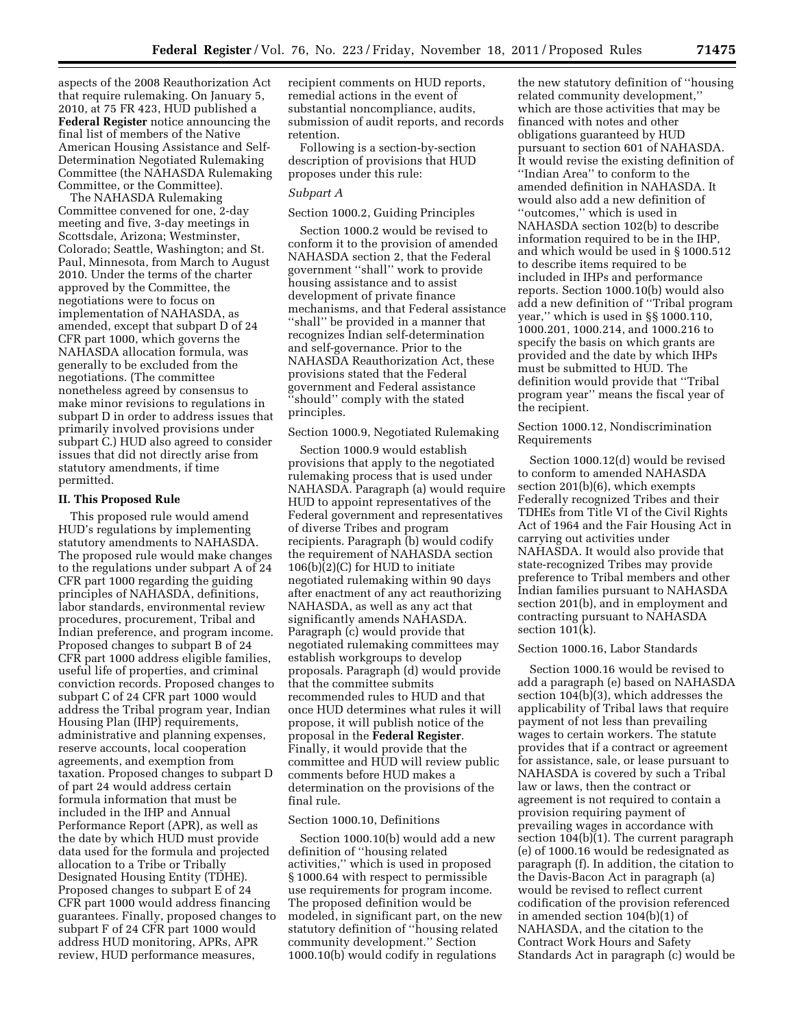aspects of the 2008 Reauthorization Act that require rulemaking. On January 5, 2010, at 75 FR 423, HUD published a **Federal Register** notice announcing the final list of members of the Native American Housing Assistance and Self-Determination Negotiated Rulemaking Committee (the NAHASDA Rulemaking Committee, or the Committee).

The NAHASDA Rulemaking Committee convened for one, 2-day meeting and five, 3-day meetings in Scottsdale, Arizona; Westminster, Colorado; Seattle, Washington; and St. Paul, Minnesota, from March to August 2010. Under the terms of the charter approved by the Committee, the negotiations were to focus on implementation of NAHASDA, as amended, except that subpart D of 24 CFR part 1000, which governs the NAHASDA allocation formula, was generally to be excluded from the negotiations. (The committee nonetheless agreed by consensus to make minor revisions to regulations in subpart D in order to address issues that primarily involved provisions under subpart C.) HUD also agreed to consider issues that did not directly arise from statutory amendments, if time permitted.

## II. This Proposed Rule

This proposed rule would amend HUD's regulations by implementing statutory amendments to NAHASDA. The proposed rule would make changes to the regulations under subpart A of 24 CFR part 1000 regarding the guiding principles of NAHASDA, definitions, labor standards, environmental review procedures, procurement, Tribal and Indian preference, and program income. Proposed changes to subpart B of 24 CFR part 1000 address eligible families, useful life of properties, and criminal conviction records. Proposed changes to subpart C of 24 CFR part 1000 would address the Tribal program year, Indian Housing Plan (IHP) requirements, administrative and planning expenses, reserve accounts, local cooperation agreements, and exemption from taxation. Proposed changes to subpart D of part 24 would address certain formula information that must be included in the IHP and Annual Performance Report (APR), as well as the date by which HUD must provide data used for the formula and projected allocation to a Tribe or Tribally Designated Housing Entity (TDHE). Proposed changes to subpart E of 24 CFR part 1000 would address financing guarantees. Finally, proposed changes to subpart F of 24 CFR part 1000 would address HUD monitoring, APRs, APR review, HUD performance measures, recipient comments on HUD reports, remedial actions in the event of substantial noncompliance, audits, submission of audit reports, and records retention.

Following is a section-by-section description of provisions that HUD proposes under this rule:

### *Subpart A*

Section 1000.2, Guiding Principles

Section 1000.2 would be revised to conform it to the provision of amended NAHASDA section 2, that the Federal government ''shall'' work to provide housing assistance and to assist development of private finance mechanisms, and that Federal assistance ''shall'' be provided in a manner that recognizes Indian self-determination and self-governance. Prior to the NAHASDA Reauthorization Act, these provisions stated that the Federal government and Federal assistance ''should'' comply with the stated principles.

Section 1000.9, Negotiated Rulemaking

Section 1000.9 would establish provisions that apply to the negotiated rulemaking process that is used under NAHASDA. Paragraph (a) would require HUD to appoint representatives of the Federal government and representatives of diverse Tribes and program recipients. Paragraph (b) would codify the requirement of NAHASDA section 106(b)(2)(C) for HUD to initiate negotiated rulemaking within 90 days after enactment of any act reauthorizing NAHASDA, as well as any act that significantly amends NAHASDA. Paragraph (c) would provide that negotiated rulemaking committees may establish workgroups to develop proposals. Paragraph (d) would provide that the committee submits recommended rules to HUD and that once HUD determines what rules it will propose, it will publish notice of the proposal in the **Federal Register**. Finally, it would provide that the committee and HUD will review public comments before HUD makes a determination on the provisions of the final rule.

Section 1000.10, Definitions

Section 1000.10(b) would add a new definition of ''housing related activities,'' which is used in proposed § 1000.64 with respect to permissible use requirements for program income. The proposed definition would be modeled, in significant part, on the new statutory definition of ''housing related community development.'' Section 1000.10(b) would codify in regulations the new statutory definition of ''housing related community development,'' which are those activities that may be financed with notes and other obligations guaranteed by HUD pursuant to section 601 of NAHASDA. It would revise the existing definition of ''Indian Area'' to conform to the amended definition in NAHASDA. It would also add a new definition of ''outcomes,'' which is used in NAHASDA section 102(b) to describe information required to be in the IHP, and which would be used in § 1000.512 to describe items required to be included in IHPs and performance reports. Section 1000.10(b) would also add a new definition of ''Tribal program year,'' which is used in §§ 1000.110, 1000.201, 1000.214, and 1000.216 to specify the basis on which grants are provided and the date by which IHPs must be submitted to HUD. The definition would provide that ''Tribal program year'' means the fiscal year of the recipient.

Section 1000.12, Nondiscrimination Requirements

Section 1000.12(d) would be revised to conform to amended NAHASDA section 201(b)(6), which exempts Federally recognized Tribes and their TDHEs from Title VI of the Civil Rights Act of 1964 and the Fair Housing Act in carrying out activities under NAHASDA. It would also provide that state-recognized Tribes may provide preference to Tribal members and other Indian families pursuant to NAHASDA section 201(b), and in employment and contracting pursuant to NAHASDA section 101(k).

Section 1000.16, Labor Standards

Section 1000.16 would be revised to add a paragraph (e) based on NAHASDA section 104(b)(3), which addresses the applicability of Tribal laws that require payment of not less than prevailing wages to certain workers. The statute provides that if a contract or agreement for assistance, sale, or lease pursuant to NAHASDA is covered by such a Tribal law or laws, then the contract or agreement is not required to contain a provision requiring payment of prevailing wages in accordance with section 104(b)(1). The current paragraph (e) of 1000.16 would be redesignated as paragraph (f). In addition, the citation to the Davis-Bacon Act in paragraph (a) would be revised to reflect current codification of the provision referenced in amended section 104(b)(1) of NAHASDA, and the citation to the Contract Work Hours and Safety Standards Act in paragraph (c) would be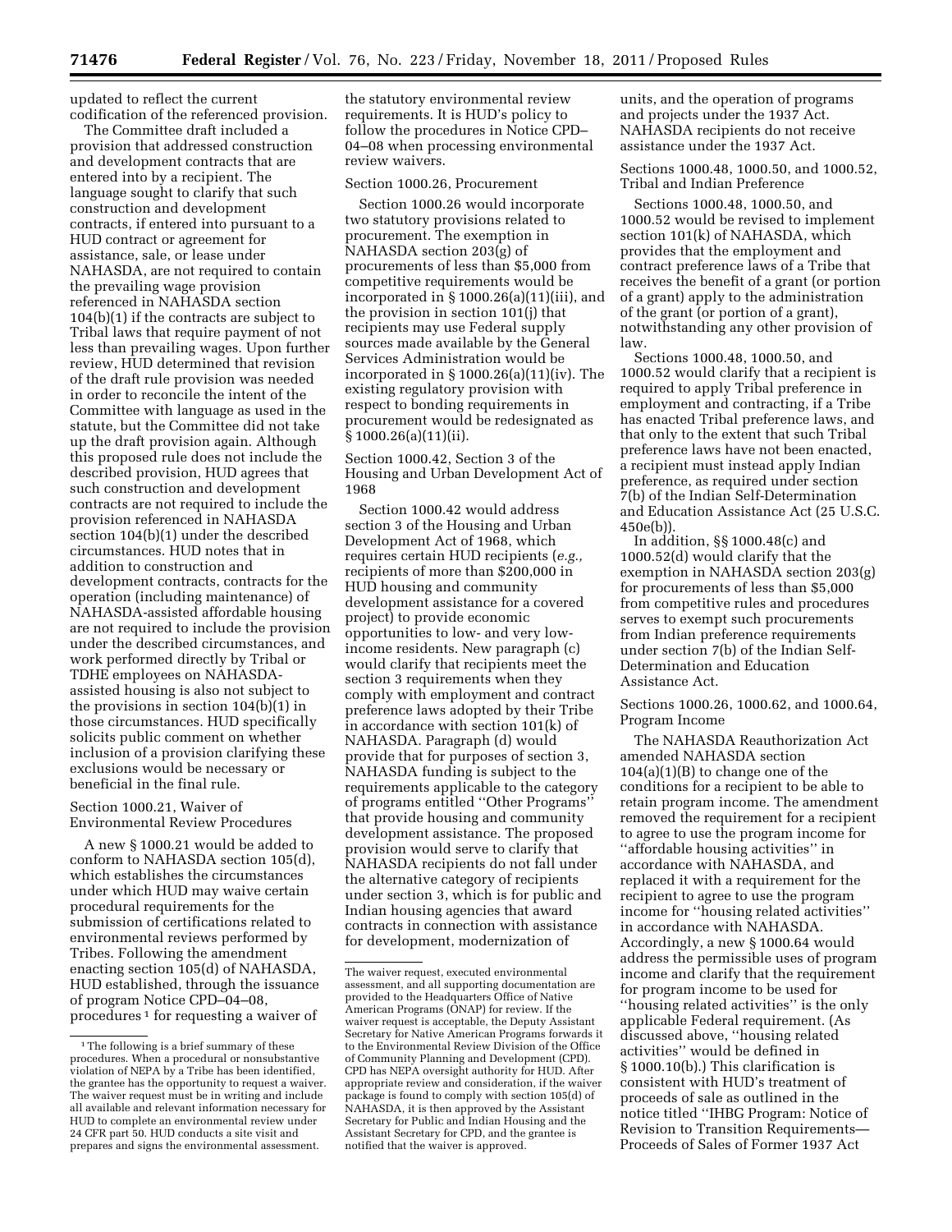updated to reflect the current codification of the referenced provision.

The Committee draft included a provision that addressed construction and development contracts that are entered into by a recipient. The language sought to clarify that such construction and development contracts, if entered into pursuant to a HUD contract or agreement for assistance, sale, or lease under NAHASDA, are not required to contain the prevailing wage provision referenced in NAHASDA section 104(b)(1) if the contracts are subject to Tribal laws that require payment of not less than prevailing wages. Upon further review, HUD determined that revision of the draft rule provision was needed in order to reconcile the intent of the Committee with language as used in the statute, but the Committee did not take up the draft provision again. Although this proposed rule does not include the described provision, HUD agrees that such construction and development contracts are not required to include the provision referenced in NAHASDA section 104(b)(1) under the described circumstances. HUD notes that in addition to construction and development contracts, contracts for the operation (including maintenance) of NAHASDA-assisted affordable housing are not required to include the provision under the described circumstances, and work performed directly by Tribal or TDHE employees on NAHASDA-assisted housing is also not subject to the provisions in section 104(b)(1) in those circumstances. HUD specifically solicits public comment on whether inclusion of a provision clarifying these exclusions would be necessary or beneficial in the final rule.

Section 1000.21, Waiver of Environmental Review Procedures

A new § 1000.21 would be added to conform to NAHASDA section 105(d), which establishes the circumstances under which HUD may waive certain procedural requirements for the submission of certifications related to environmental reviews performed by Tribes. Following the amendment enacting section 105(d) of NAHASDA, HUD established, through the issuance of program Notice CPD–04–08, procedures [1] for requesting a waiver of the statutory environmental review requirements. It is HUD's policy to follow the procedures in Notice CPD–04–08 when processing environmental review waivers.

Section 1000.26, Procurement

Section 1000.26 would incorporate two statutory provisions related to procurement. The exemption in NAHASDA section 203(g) of procurements of less than $5,000 from competitive requirements would be incorporated in § 1000.26(a)(11)(iii), and the provision in section 101(j) that recipients may use Federal supply sources made available by the General Services Administration would be incorporated in § 1000.26(a)(11)(iv). The existing regulatory provision with respect to bonding requirements in procurement would be redesignated as § 1000.26(a)(11)(ii).

Section 1000.42, Section 3 of the Housing and Urban Development Act of 1968

Section 1000.42 would address section 3 of the Housing and Urban Development Act of 1968, which requires certain HUD recipients (*e.g.,* recipients of more than $200,000 in HUD housing and community development assistance for a covered project) to provide economic opportunities to low- and very low-income residents. New paragraph (c) would clarify that recipients meet the section 3 requirements when they comply with employment and contract preference laws adopted by their Tribe in accordance with section 101(k) of NAHASDA. Paragraph (d) would provide that for purposes of section 3, NAHASDA funding is subject to the requirements applicable to the category of programs entitled ''Other Programs'' that provide housing and community development assistance. The proposed provision would serve to clarify that NAHASDA recipients do not fall under the alternative category of recipients under section 3, which is for public and Indian housing agencies that award contracts in connection with assistance for development, modernization of units, and the operation of programs and projects under the 1937 Act. NAHASDA recipients do not receive assistance under the 1937 Act.

Sections 1000.48, 1000.50, and 1000.52, Tribal and Indian Preference

Sections 1000.48, 1000.50, and 1000.52 would be revised to implement section 101(k) of NAHASDA, which provides that the employment and contract preference laws of a Tribe that receives the benefit of a grant (or portion of a grant) apply to the administration of the grant (or portion of a grant), notwithstanding any other provision of law.

Sections 1000.48, 1000.50, and 1000.52 would clarify that a recipient is required to apply Tribal preference in employment and contracting, if a Tribe has enacted Tribal preference laws, and that only to the extent that such Tribal preference laws have not been enacted, a recipient must instead apply Indian preference, as required under section 7(b) of the Indian Self-Determination and Education Assistance Act (25 U.S.C. 450e(b)).

In addition, §§ 1000.48(c) and 1000.52(d) would clarify that the exemption in NAHASDA section 203(g) for procurements of less than $5,000 from competitive rules and procedures serves to exempt such procurements from Indian preference requirements under section 7(b) of the Indian Self-Determination and Education Assistance Act.

Sections 1000.26, 1000.62, and 1000.64, Program Income

The NAHASDA Reauthorization Act amended NAHASDA section 104(a)(1)(B) to change one of the conditions for a recipient to be able to retain program income. The amendment removed the requirement for a recipient to agree to use the program income for ''affordable housing activities'' in accordance with NAHASDA, and replaced it with a requirement for the recipient to agree to use the program income for ''housing related activities'' in accordance with NAHASDA. Accordingly, a new § 1000.64 would address the permissible uses of program income and clarify that the requirement for program income to be used for ''housing related activities'' is the only applicable Federal requirement. (As discussed above, ''housing related activities'' would be defined in § 1000.10(b).) This clarification is consistent with HUD's treatment of proceeds of sale as outlined in the notice titled ''IHBG Program: Notice of Revision to Transition Requirements—Proceeds of Sales of Former 1937 Act

---

[1] The following is a brief summary of these procedures. When a procedural or nonsubstantive violation of NEPA by a Tribe has been identified, the grantee has the opportunity to request a waiver. The waiver request must be in writing and include all available and relevant information necessary for HUD to complete an environmental review under 24 CFR part 50. HUD conducts a site visit and prepares and signs the environmental assessment. The waiver request, executed environmental assessment, and all supporting documentation are provided to the Headquarters Office of Native American Programs (ONAP) for review. If the waiver request is acceptable, the Deputy Assistant Secretary for Native American Programs forwards it to the Environmental Review Division of the Office of Community Planning and Development (CPD). CPD has NEPA oversight authority for HUD. After appropriate review and consideration, if the waiver package is found to comply with section 105(d) of NAHASDA, it is then approved by the Assistant Secretary for Public and Indian Housing and the Assistant Secretary for CPD, and the grantee is notified that the waiver is approved.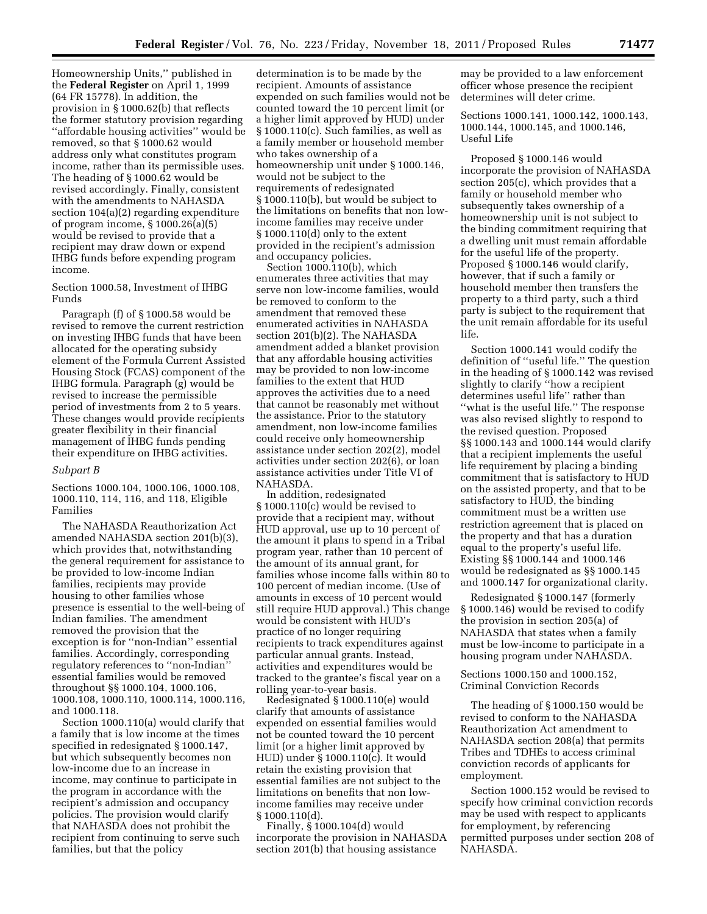Homeownership Units,'' published in the **Federal Register** on April 1, 1999 (64 FR 15778). In addition, the provision in § 1000.62(b) that reflects the former statutory provision regarding ''affordable housing activities'' would be removed, so that § 1000.62 would address only what constitutes program income, rather than its permissible uses. The heading of § 1000.62 would be revised accordingly. Finally, consistent with the amendments to NAHASDA section 104(a)(2) regarding expenditure of program income, § 1000.26(a)(5) would be revised to provide that a recipient may draw down or expend IHBG funds before expending program income.

Section 1000.58, Investment of IHBG Funds

Paragraph (f) of § 1000.58 would be revised to remove the current restriction on investing IHBG funds that have been allocated for the operating subsidy element of the Formula Current Assisted Housing Stock (FCAS) component of the IHBG formula. Paragraph (g) would be revised to increase the permissible period of investments from 2 to 5 years. These changes would provide recipients greater flexibility in their financial management of IHBG funds pending their expenditure on IHBG activities.

*Subpart B*

Sections 1000.104, 1000.106, 1000.108, 1000.110, 114, 116, and 118, Eligible Families

The NAHASDA Reauthorization Act amended NAHASDA section 201(b)(3), which provides that, notwithstanding the general requirement for assistance to be provided to low-income Indian families, recipients may provide housing to other families whose presence is essential to the well-being of Indian families. The amendment removed the provision that the exception is for ''non-Indian'' essential families. Accordingly, corresponding regulatory references to ''non-Indian'' essential families would be removed throughout §§ 1000.104, 1000.106, 1000.108, 1000.110, 1000.114, 1000.116, and 1000.118.

Section 1000.110(a) would clarify that a family that is low income at the times specified in redesignated § 1000.147, but which subsequently becomes non low-income due to an increase in income, may continue to participate in the program in accordance with the recipient's admission and occupancy policies. The provision would clarify that NAHASDA does not prohibit the recipient from continuing to serve such families, but that the policy determination is to be made by the recipient. Amounts of assistance expended on such families would not be counted toward the 10 percent limit (or a higher limit approved by HUD) under § 1000.110(c). Such families, as well as a family member or household member who takes ownership of a homeownership unit under § 1000.146, would not be subject to the requirements of redesignated § 1000.110(b), but would be subject to the limitations on benefits that non low-income families may receive under § 1000.110(d) only to the extent provided in the recipient's admission and occupancy policies.

Section 1000.110(b), which enumerates three activities that may serve non low-income families, would be removed to conform to the amendment that removed these enumerated activities in NAHASDA section 201(b)(2). The NAHASDA amendment added a blanket provision that any affordable housing activities may be provided to non low-income families to the extent that HUD approves the activities due to a need that cannot be reasonably met without the assistance. Prior to the statutory amendment, non low-income families could receive only homeownership assistance under section 202(2), model activities under section 202(6), or loan assistance activities under Title VI of NAHASDA.

In addition, redesignated § 1000.110(c) would be revised to provide that a recipient may, without HUD approval, use up to 10 percent of the amount it plans to spend in a Tribal program year, rather than 10 percent of the amount of its annual grant, for families whose income falls within 80 to 100 percent of median income. (Use of amounts in excess of 10 percent would still require HUD approval.) This change would be consistent with HUD's practice of no longer requiring recipients to track expenditures against particular annual grants. Instead, activities and expenditures would be tracked to the grantee's fiscal year on a rolling year-to-year basis.

Redesignated § 1000.110(e) would clarify that amounts of assistance expended on essential families would not be counted toward the 10 percent limit (or a higher limit approved by HUD) under § 1000.110(c). It would retain the existing provision that essential families are not subject to the limitations on benefits that non low-income families may receive under § 1000.110(d).

Finally, § 1000.104(d) would incorporate the provision in NAHASDA section 201(b) that housing assistance may be provided to a law enforcement officer whose presence the recipient determines will deter crime.

Sections 1000.141, 1000.142, 1000.143, 1000.144, 1000.145, and 1000.146, Useful Life

Proposed § 1000.146 would incorporate the provision of NAHASDA section 205(c), which provides that a family or household member who subsequently takes ownership of a homeownership unit is not subject to the binding commitment requiring that a dwelling unit must remain affordable for the useful life of the property. Proposed § 1000.146 would clarify, however, that if such a family or household member then transfers the property to a third party, such a third party is subject to the requirement that the unit remain affordable for its useful life.

Section 1000.141 would codify the definition of ''useful life.'' The question in the heading of § 1000.142 was revised slightly to clarify ''how a recipient determines useful life'' rather than ''what is the useful life.'' The response was also revised slightly to respond to the revised question. Proposed §§ 1000.143 and 1000.144 would clarify that a recipient implements the useful life requirement by placing a binding commitment that is satisfactory to HUD on the assisted property, and that to be satisfactory to HUD, the binding commitment must be a written use restriction agreement that is placed on the property and that has a duration equal to the property's useful life. Existing §§ 1000.144 and 1000.146 would be redesignated as §§ 1000.145 and 1000.147 for organizational clarity.

Redesignated § 1000.147 (formerly § 1000.146) would be revised to codify the provision in section 205(a) of NAHASDA that states when a family must be low-income to participate in a housing program under NAHASDA.

Sections 1000.150 and 1000.152, Criminal Conviction Records

The heading of § 1000.150 would be revised to conform to the NAHASDA Reauthorization Act amendment to NAHASDA section 208(a) that permits Tribes and TDHEs to access criminal conviction records of applicants for employment.

Section 1000.152 would be revised to specify how criminal conviction records may be used with respect to applicants for employment, by referencing permitted purposes under section 208 of NAHASDA.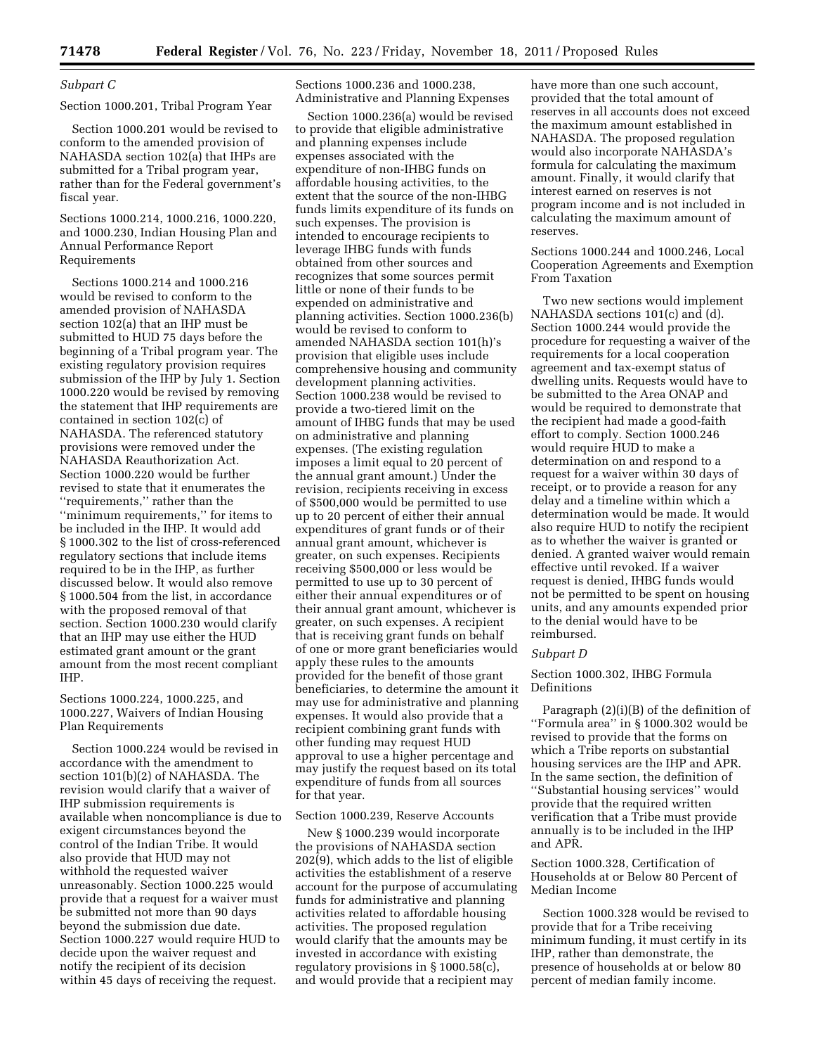### *Subpart C*

#### Section 1000.201, Tribal Program Year

Section 1000.201 would be revised to conform to the amended provision of NAHASDA section 102(a) that IHPs are submitted for a Tribal program year, rather than for the Federal government's fiscal year.

#### Sections 1000.214, 1000.216, 1000.220, and 1000.230, Indian Housing Plan and Annual Performance Report Requirements

Sections 1000.214 and 1000.216 would be revised to conform to the amended provision of NAHASDA section 102(a) that an IHP must be submitted to HUD 75 days before the beginning of a Tribal program year. The existing regulatory provision requires submission of the IHP by July 1. Section 1000.220 would be revised by removing the statement that IHP requirements are contained in section 102(c) of NAHASDA. The referenced statutory provisions were removed under the NAHASDA Reauthorization Act. Section 1000.220 would be further revised to state that it enumerates the ''requirements,'' rather than the ''minimum requirements,'' for items to be included in the IHP. It would add § 1000.302 to the list of cross-referenced regulatory sections that include items required to be in the IHP, as further discussed below. It would also remove § 1000.504 from the list, in accordance with the proposed removal of that section. Section 1000.230 would clarify that an IHP may use either the HUD estimated grant amount or the grant amount from the most recent compliant IHP.

#### Sections 1000.224, 1000.225, and 1000.227, Waivers of Indian Housing Plan Requirements

Section 1000.224 would be revised in accordance with the amendment to section 101(b)(2) of NAHASDA. The revision would clarify that a waiver of IHP submission requirements is available when noncompliance is due to exigent circumstances beyond the control of the Indian Tribe. It would also provide that HUD may not withhold the requested waiver unreasonably. Section 1000.225 would provide that a request for a waiver must be submitted not more than 90 days beyond the submission due date. Section 1000.227 would require HUD to decide upon the waiver request and notify the recipient of its decision within 45 days of receiving the request.

#### Sections 1000.236 and 1000.238, Administrative and Planning Expenses

Section 1000.236(a) would be revised to provide that eligible administrative and planning expenses include expenses associated with the expenditure of non-IHBG funds on affordable housing activities, to the extent that the source of the non-IHBG funds limits expenditure of its funds on such expenses. The provision is intended to encourage recipients to leverage IHBG funds with funds obtained from other sources and recognizes that some sources permit little or none of their funds to be expended on administrative and planning activities. Section 1000.236(b) would be revised to conform to amended NAHASDA section 101(h)'s provision that eligible uses include comprehensive housing and community development planning activities. Section 1000.238 would be revised to provide a two-tiered limit on the amount of IHBG funds that may be used on administrative and planning expenses. (The existing regulation imposes a limit equal to 20 percent of the annual grant amount.) Under the revision, recipients receiving in excess of $500,000 would be permitted to use up to 20 percent of either their annual expenditures of grant funds or of their annual grant amount, whichever is greater, on such expenses. Recipients receiving $500,000 or less would be permitted to use up to 30 percent of either their annual expenditures or of their annual grant amount, whichever is greater, on such expenses. A recipient that is receiving grant funds on behalf of one or more grant beneficiaries would apply these rules to the amounts provided for the benefit of those grant beneficiaries, to determine the amount it may use for administrative and planning expenses. It would also provide that a recipient combining grant funds with other funding may request HUD approval to use a higher percentage and may justify the request based on its total expenditure of funds from all sources for that year.

#### Section 1000.239, Reserve Accounts

New § 1000.239 would incorporate the provisions of NAHASDA section 202(9), which adds to the list of eligible activities the establishment of a reserve account for the purpose of accumulating funds for administrative and planning activities related to affordable housing activities. The proposed regulation would clarify that the amounts may be invested in accordance with existing regulatory provisions in § 1000.58(c), and would provide that a recipient may have more than one such account, provided that the total amount of reserves in all accounts does not exceed the maximum amount established in NAHASDA. The proposed regulation would also incorporate NAHASDA's formula for calculating the maximum amount. Finally, it would clarify that interest earned on reserves is not program income and is not included in calculating the maximum amount of reserves.

#### Sections 1000.244 and 1000.246, Local Cooperation Agreements and Exemption From Taxation

Two new sections would implement NAHASDA sections 101(c) and (d). Section 1000.244 would provide the procedure for requesting a waiver of the requirements for a local cooperation agreement and tax-exempt status of dwelling units. Requests would have to be submitted to the Area ONAP and would be required to demonstrate that the recipient had made a good-faith effort to comply. Section 1000.246 would require HUD to make a determination on and respond to a request for a waiver within 30 days of receipt, or to provide a reason for any delay and a timeline within which a determination would be made. It would also require HUD to notify the recipient as to whether the waiver is granted or denied. A granted waiver would remain effective until revoked. If a waiver request is denied, IHBG funds would not be permitted to be spent on housing units, and any amounts expended prior to the denial would have to be reimbursed.

### *Subpart D*

#### Section 1000.302, IHBG Formula Definitions

Paragraph (2)(i)(B) of the definition of ''Formula area'' in § 1000.302 would be revised to provide that the forms on which a Tribe reports on substantial housing services are the IHP and APR. In the same section, the definition of ''Substantial housing services'' would provide that the required written verification that a Tribe must provide annually is to be included in the IHP and APR.

#### Section 1000.328, Certification of Households at or Below 80 Percent of Median Income

Section 1000.328 would be revised to provide that for a Tribe receiving minimum funding, it must certify in its IHP, rather than demonstrate, the presence of households at or below 80 percent of median family income.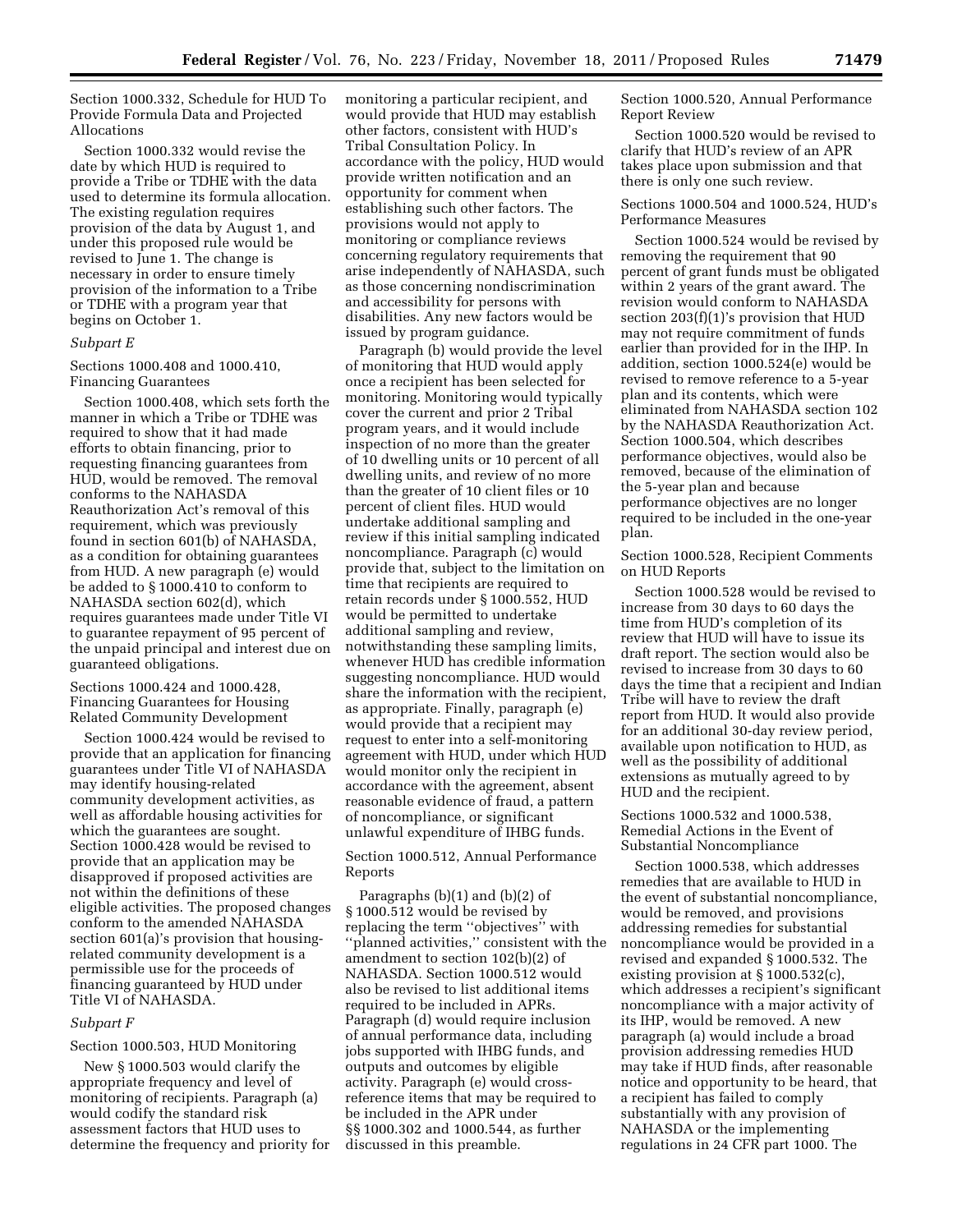Section 1000.332, Schedule for HUD To Provide Formula Data and Projected Allocations

Section 1000.332 would revise the date by which HUD is required to provide a Tribe or TDHE with the data used to determine its formula allocation. The existing regulation requires provision of the data by August 1, and under this proposed rule would be revised to June 1. The change is necessary in order to ensure timely provision of the information to a Tribe or TDHE with a program year that begins on October 1.

### *Subpart E*

Sections 1000.408 and 1000.410, Financing Guarantees

Section 1000.408, which sets forth the manner in which a Tribe or TDHE was required to show that it had made efforts to obtain financing, prior to requesting financing guarantees from HUD, would be removed. The removal conforms to the NAHASDA Reauthorization Act's removal of this requirement, which was previously found in section 601(b) of NAHASDA, as a condition for obtaining guarantees from HUD. A new paragraph (e) would be added to § 1000.410 to conform to NAHASDA section 602(d), which requires guarantees made under Title VI to guarantee repayment of 95 percent of the unpaid principal and interest due on guaranteed obligations.

Sections 1000.424 and 1000.428, Financing Guarantees for Housing Related Community Development

Section 1000.424 would be revised to provide that an application for financing guarantees under Title VI of NAHASDA may identify housing-related community development activities, as well as affordable housing activities for which the guarantees are sought. Section 1000.428 would be revised to provide that an application may be disapproved if proposed activities are not within the definitions of these eligible activities. The proposed changes conform to the amended NAHASDA section 601(a)'s provision that housing-related community development is a permissible use for the proceeds of financing guaranteed by HUD under Title VI of NAHASDA.

### *Subpart F*

Section 1000.503, HUD Monitoring

New § 1000.503 would clarify the appropriate frequency and level of monitoring of recipients. Paragraph (a) would codify the standard risk assessment factors that HUD uses to determine the frequency and priority for monitoring a particular recipient, and would provide that HUD may establish other factors, consistent with HUD's Tribal Consultation Policy. In accordance with the policy, HUD would provide written notification and an opportunity for comment when establishing such other factors. The provisions would not apply to monitoring or compliance reviews concerning regulatory requirements that arise independently of NAHASDA, such as those concerning nondiscrimination and accessibility for persons with disabilities. Any new factors would be issued by program guidance.

Paragraph (b) would provide the level of monitoring that HUD would apply once a recipient has been selected for monitoring. Monitoring would typically cover the current and prior 2 Tribal program years, and it would include inspection of no more than the greater of 10 dwelling units or 10 percent of all dwelling units, and review of no more than the greater of 10 client files or 10 percent of client files. HUD would undertake additional sampling and review if this initial sampling indicated noncompliance. Paragraph (c) would provide that, subject to the limitation on time that recipients are required to retain records under § 1000.552, HUD would be permitted to undertake additional sampling and review, notwithstanding these sampling limits, whenever HUD has credible information suggesting noncompliance. HUD would share the information with the recipient, as appropriate. Finally, paragraph (e) would provide that a recipient may request to enter into a self-monitoring agreement with HUD, under which HUD would monitor only the recipient in accordance with the agreement, absent reasonable evidence of fraud, a pattern of noncompliance, or significant unlawful expenditure of IHBG funds.

Section 1000.512, Annual Performance Reports

Paragraphs (b)(1) and (b)(2) of § 1000.512 would be revised by replacing the term ''objectives'' with ''planned activities,'' consistent with the amendment to section 102(b)(2) of NAHASDA. Section 1000.512 would also be revised to list additional items required to be included in APRs. Paragraph (d) would require inclusion of annual performance data, including jobs supported with IHBG funds, and outputs and outcomes by eligible activity. Paragraph (e) would cross-reference items that may be required to be included in the APR under §§ 1000.302 and 1000.544, as further discussed in this preamble.

Section 1000.520, Annual Performance Report Review

Section 1000.520 would be revised to clarify that HUD's review of an APR takes place upon submission and that there is only one such review.

Sections 1000.504 and 1000.524, HUD's Performance Measures

Section 1000.524 would be revised by removing the requirement that 90 percent of grant funds must be obligated within 2 years of the grant award. The revision would conform to NAHASDA section 203(f)(1)'s provision that HUD may not require commitment of funds earlier than provided for in the IHP. In addition, section 1000.524(e) would be revised to remove reference to a 5-year plan and its contents, which were eliminated from NAHASDA section 102 by the NAHASDA Reauthorization Act. Section 1000.504, which describes performance objectives, would also be removed, because of the elimination of the 5-year plan and because performance objectives are no longer required to be included in the one-year plan.

Section 1000.528, Recipient Comments on HUD Reports

Section 1000.528 would be revised to increase from 30 days to 60 days the time from HUD's completion of its review that HUD will have to issue its draft report. The section would also be revised to increase from 30 days to 60 days the time that a recipient and Indian Tribe will have to review the draft report from HUD. It would also provide for an additional 30-day review period, available upon notification to HUD, as well as the possibility of additional extensions as mutually agreed to by HUD and the recipient.

Sections 1000.532 and 1000.538, Remedial Actions in the Event of Substantial Noncompliance

Section 1000.538, which addresses remedies that are available to HUD in the event of substantial noncompliance, would be removed, and provisions addressing remedies for substantial noncompliance would be provided in a revised and expanded § 1000.532. The existing provision at § 1000.532(c), which addresses a recipient's significant noncompliance with a major activity of its IHP, would be removed. A new paragraph (a) would include a broad provision addressing remedies HUD may take if HUD finds, after reasonable notice and opportunity to be heard, that a recipient has failed to comply substantially with any provision of NAHASDA or the implementing regulations in 24 CFR part 1000. The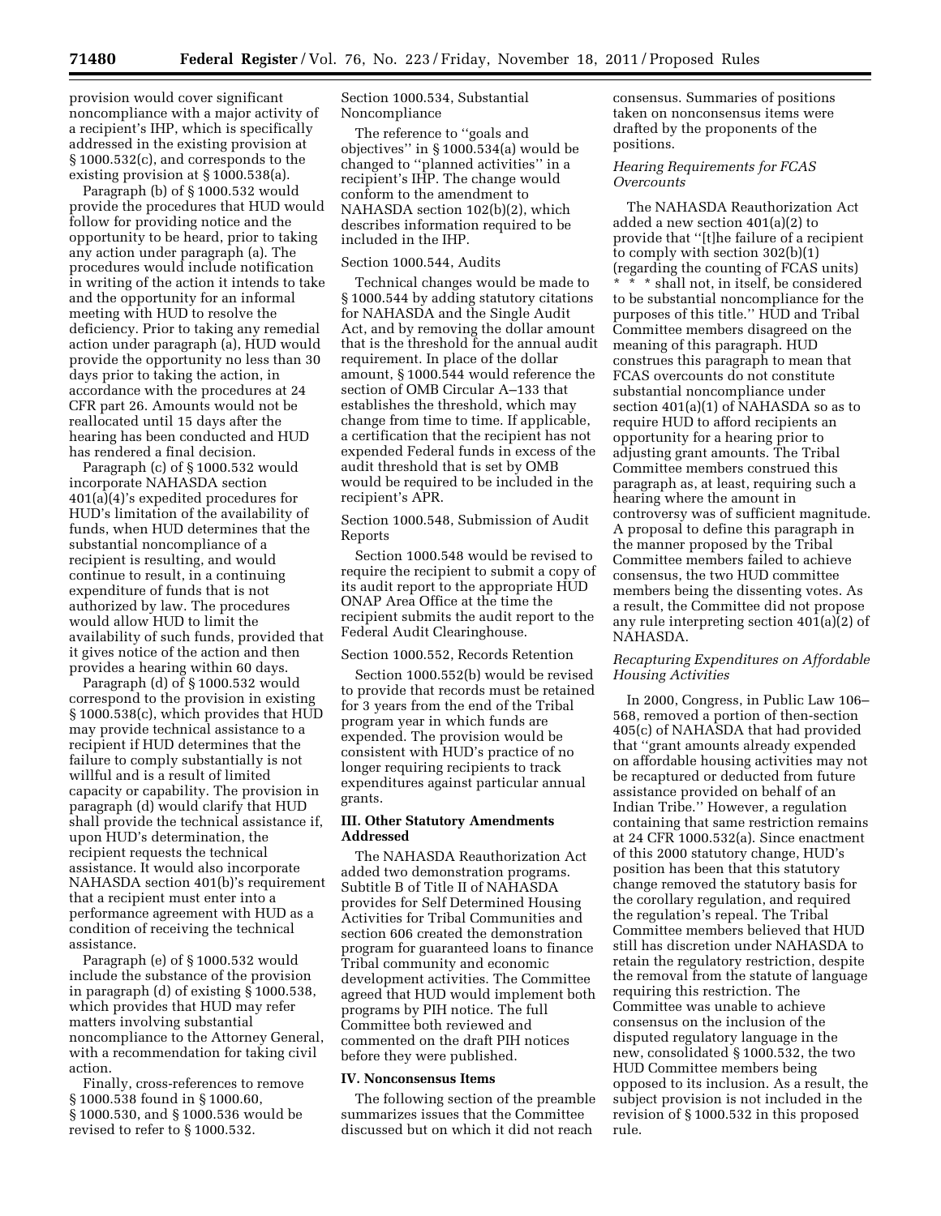provision would cover significant noncompliance with a major activity of a recipient's IHP, which is specifically addressed in the existing provision at § 1000.532(c), and corresponds to the existing provision at § 1000.538(a).

Paragraph (b) of § 1000.532 would provide the procedures that HUD would follow for providing notice and the opportunity to be heard, prior to taking any action under paragraph (a). The procedures would include notification in writing of the action it intends to take and the opportunity for an informal meeting with HUD to resolve the deficiency. Prior to taking any remedial action under paragraph (a), HUD would provide the opportunity no less than 30 days prior to taking the action, in accordance with the procedures at 24 CFR part 26. Amounts would not be reallocated until 15 days after the hearing has been conducted and HUD has rendered a final decision.

Paragraph (c) of § 1000.532 would incorporate NAHASDA section 401(a)(4)'s expedited procedures for HUD's limitation of the availability of funds, when HUD determines that the substantial noncompliance of a recipient is resulting, and would continue to result, in a continuing expenditure of funds that is not authorized by law. The procedures would allow HUD to limit the availability of such funds, provided that it gives notice of the action and then provides a hearing within 60 days.

Paragraph (d) of § 1000.532 would correspond to the provision in existing § 1000.538(c), which provides that HUD may provide technical assistance to a recipient if HUD determines that the failure to comply substantially is not willful and is a result of limited capacity or capability. The provision in paragraph (d) would clarify that HUD shall provide the technical assistance if, upon HUD's determination, the recipient requests the technical assistance. It would also incorporate NAHASDA section 401(b)'s requirement that a recipient must enter into a performance agreement with HUD as a condition of receiving the technical assistance.

Paragraph (e) of § 1000.532 would include the substance of the provision in paragraph (d) of existing § 1000.538, which provides that HUD may refer matters involving substantial noncompliance to the Attorney General, with a recommendation for taking civil action.

Finally, cross-references to remove § 1000.538 found in § 1000.60, § 1000.530, and § 1000.536 would be revised to refer to § 1000.532.

Section 1000.534, Substantial Noncompliance

The reference to ''goals and objectives'' in § 1000.534(a) would be changed to ''planned activities'' in a recipient's IHP. The change would conform to the amendment to NAHASDA section 102(b)(2), which describes information required to be included in the IHP.

Section 1000.544, Audits

Technical changes would be made to § 1000.544 by adding statutory citations for NAHASDA and the Single Audit Act, and by removing the dollar amount that is the threshold for the annual audit requirement. In place of the dollar amount, § 1000.544 would reference the section of OMB Circular A–133 that establishes the threshold, which may change from time to time. If applicable, a certification that the recipient has not expended Federal funds in excess of the audit threshold that is set by OMB would be required to be included in the recipient's APR.

Section 1000.548, Submission of Audit Reports

Section 1000.548 would be revised to require the recipient to submit a copy of its audit report to the appropriate HUD ONAP Area Office at the time the recipient submits the audit report to the Federal Audit Clearinghouse.

Section 1000.552, Records Retention

Section 1000.552(b) would be revised to provide that records must be retained for 3 years from the end of the Tribal program year in which funds are expended. The provision would be consistent with HUD's practice of no longer requiring recipients to track expenditures against particular annual grants.

## III. Other Statutory Amendments Addressed

The NAHASDA Reauthorization Act added two demonstration programs. Subtitle B of Title II of NAHASDA provides for Self Determined Housing Activities for Tribal Communities and section 606 created the demonstration program for guaranteed loans to finance Tribal community and economic development activities. The Committee agreed that HUD would implement both programs by PIH notice. The full Committee both reviewed and commented on the draft PIH notices before they were published.

## IV. Nonconsensus Items

The following section of the preamble summarizes issues that the Committee discussed but on which it did not reach consensus. Summaries of positions taken on nonconsensus items were drafted by the proponents of the positions.

### *Hearing Requirements for FCAS Overcounts*

The NAHASDA Reauthorization Act added a new section 401(a)(2) to provide that ''[t]he failure of a recipient to comply with section 302(b)(1) (regarding the counting of FCAS units) * * * shall not, in itself, be considered to be substantial noncompliance for the purposes of this title.'' HUD and Tribal Committee members disagreed on the meaning of this paragraph. HUD construes this paragraph to mean that FCAS overcounts do not constitute substantial noncompliance under section 401(a)(1) of NAHASDA so as to require HUD to afford recipients an opportunity for a hearing prior to adjusting grant amounts. The Tribal Committee members construed this paragraph as, at least, requiring such a hearing where the amount in controversy was of sufficient magnitude. A proposal to define this paragraph in the manner proposed by the Tribal Committee members failed to achieve consensus, the two HUD committee members being the dissenting votes. As a result, the Committee did not propose any rule interpreting section 401(a)(2) of NAHASDA.

### *Recapturing Expenditures on Affordable Housing Activities*

In 2000, Congress, in Public Law 106–568, removed a portion of then-section 405(c) of NAHASDA that had provided that ''grant amounts already expended on affordable housing activities may not be recaptured or deducted from future assistance provided on behalf of an Indian Tribe.'' However, a regulation containing that same restriction remains at 24 CFR 1000.532(a). Since enactment of this 2000 statutory change, HUD's position has been that this statutory change removed the statutory basis for the corollary regulation, and required the regulation's repeal. The Tribal Committee members believed that HUD still has discretion under NAHASDA to retain the regulatory restriction, despite the removal from the statute of language requiring this restriction. The Committee was unable to achieve consensus on the inclusion of the disputed regulatory language in the new, consolidated § 1000.532, the two HUD Committee members being opposed to its inclusion. As a result, the subject provision is not included in the revision of § 1000.532 in this proposed rule.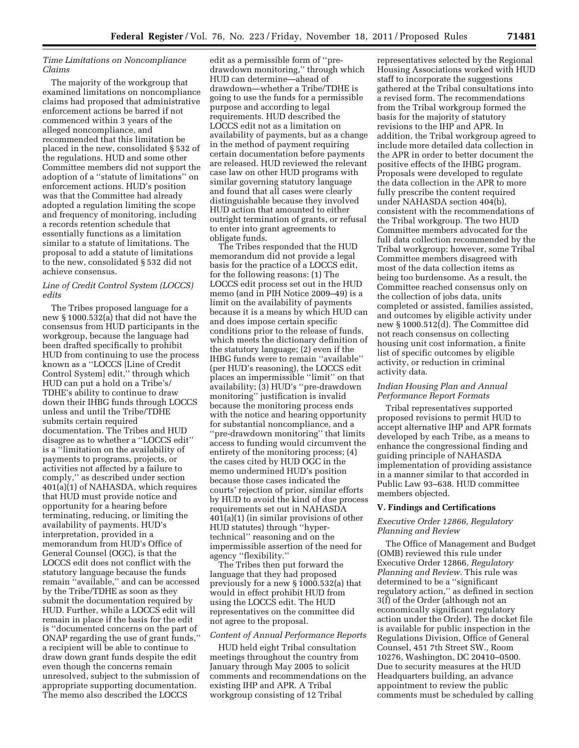### *Time Limitations on Noncompliance Claims*

The majority of the workgroup that examined limitations on noncompliance claims had proposed that administrative enforcement actions be barred if not commenced within 3 years of the alleged noncompliance, and recommended that this limitation be placed in the new, consolidated § 532 of the regulations. HUD and some other Committee members did not support the adoption of a ''statute of limitations'' on enforcement actions. HUD's position was that the Committee had already adopted a regulation limiting the scope and frequency of monitoring, including a records retention schedule that essentially functions as a limitation similar to a statute of limitations. The proposal to add a statute of limitations to the new, consolidated § 532 did not achieve consensus.

### *Line of Credit Control System (LOCCS) edits*

The Tribes proposed language for a new § 1000.532(a) that did not have the consensus from HUD participants in the workgroup, because the language had been drafted specifically to prohibit HUD from continuing to use the process known as a ''LOCCS [Line of Credit Control System] edit,'' through which HUD can put a hold on a Tribe's/TDHE's ability to continue to draw down their IHBG funds through LOCCS unless and until the Tribe/TDHE submits certain required documentation. The Tribes and HUD disagree as to whether a ''LOCCS edit'' is a ''limitation on the availability of payments to programs, projects, or activities not affected by a failure to comply,'' as described under section 401(a)(1) of NAHASDA, which requires that HUD must provide notice and opportunity for a hearing before terminating, reducing, or limiting the availability of payments. HUD's interpretation, provided in a memorandum from HUD's Office of General Counsel (OGC), is that the LOCCS edit does not conflict with the statutory language because the funds remain ''available,'' and can be accessed by the Tribe/TDHE as soon as they submit the documentation required by HUD. Further, while a LOCCS edit will remain in place if the basis for the edit is ''documented concerns on the part of ONAP regarding the use of grant funds,'' a recipient will be able to continue to draw down grant funds despite the edit even though the concerns remain unresolved, subject to the submission of appropriate supporting documentation. The memo also described the LOCCS edit as a permissible form of ''pre-drawdown monitoring,'' through which HUD can determine—ahead of drawdown—whether a Tribe/TDHE is going to use the funds for a permissible purpose and according to legal requirements. HUD described the LOCCS edit not as a limitation on availability of payments, but as a change in the method of payment requiring certain documentation before payments are released. HUD reviewed the relevant case law on other HUD programs with similar governing statutory language and found that all cases were clearly distinguishable because they involved HUD action that amounted to either outright termination of grants, or refusal to enter into grant agreements to obligate funds.

The Tribes responded that the HUD memorandum did not provide a legal basis for the practice of a LOCCS edit, for the following reasons: (1) The LOCCS edit process set out in the HUD memo (and in PIH Notice 2009–49) is a limit on the availability of payments because it is a means by which HUD can and does impose certain specific conditions prior to the release of funds, which meets the dictionary definition of the statutory language; (2) even if the IHBG funds were to remain ''available'' (per HUD's reasoning), the LOCCS edit places an impermissible ''limit'' on that availability; (3) HUD's ''pre-drawdown monitoring'' justification is invalid because the monitoring process ends with the notice and hearing opportunity for substantial noncompliance, and a ''pre-drawdown monitoring'' that limits access to funding would circumvent the entirety of the monitoring process; (4) the cases cited by HUD OGC in the memo undermined HUD's position because those cases indicated the courts' rejection of prior, similar efforts by HUD to avoid the kind of due process requirements set out in NAHASDA 401(a)(1) (in similar provisions of other HUD statutes) through ''hyper-technical'' reasoning and on the impermissible assertion of the need for agency ''flexibility.''

The Tribes then put forward the language that they had proposed previously for a new § 1000.532(a) that would in effect prohibit HUD from using the LOCCS edit. The HUD representatives on the committee did not agree to the proposal.

### *Content of Annual Performance Reports*

HUD held eight Tribal consultation meetings throughout the country from January through May 2005 to solicit comments and recommendations on the existing IHP and APR. A Tribal workgroup consisting of 12 Tribal representatives selected by the Regional Housing Associations worked with HUD staff to incorporate the suggestions gathered at the Tribal consultations into a revised form. The recommendations from the Tribal workgroup formed the basis for the majority of statutory revisions to the IHP and APR. In addition, the Tribal workgroup agreed to include more detailed data collection in the APR in order to better document the positive effects of the IHBG program. Proposals were developed to regulate the data collection in the APR to more fully prescribe the content required under NAHASDA section 404(b), consistent with the recommendations of the Tribal workgroup. The two HUD Committee members advocated for the full data collection recommended by the Tribal workgroup; however, some Tribal Committee members disagreed with most of the data collection items as being too burdensome. As a result, the Committee reached consensus only on the collection of jobs data, units completed or assisted, families assisted, and outcomes by eligible activity under new § 1000.512(d). The Committee did not reach consensus on collecting housing unit cost information, a finite list of specific outcomes by eligible activity, or reduction in criminal activity data.

### *Indian Housing Plan and Annual Performance Report Formats*

Tribal representatives supported proposed revisions to permit HUD to accept alternative IHP and APR formats developed by each Tribe, as a means to enhance the congressional finding and guiding principle of NAHASDA implementation of providing assistance in a manner similar to that accorded in Public Law 93–638. HUD committee members objected.

## V. Findings and Certifications

### *Executive Order 12866, Regulatory Planning and Review*

The Office of Management and Budget (OMB) reviewed this rule under Executive Order 12866, *Regulatory Planning and Review.* This rule was determined to be a ''significant regulatory action,'' as defined in section 3(f) of the Order (although not an economically significant regulatory action under the Order). The docket file is available for public inspection in the Regulations Division, Office of General Counsel, 451 7th Street SW., Room 10276, Washington, DC 20410–0500. Due to security measures at the HUD Headquarters building, an advance appointment to review the public comments must be scheduled by calling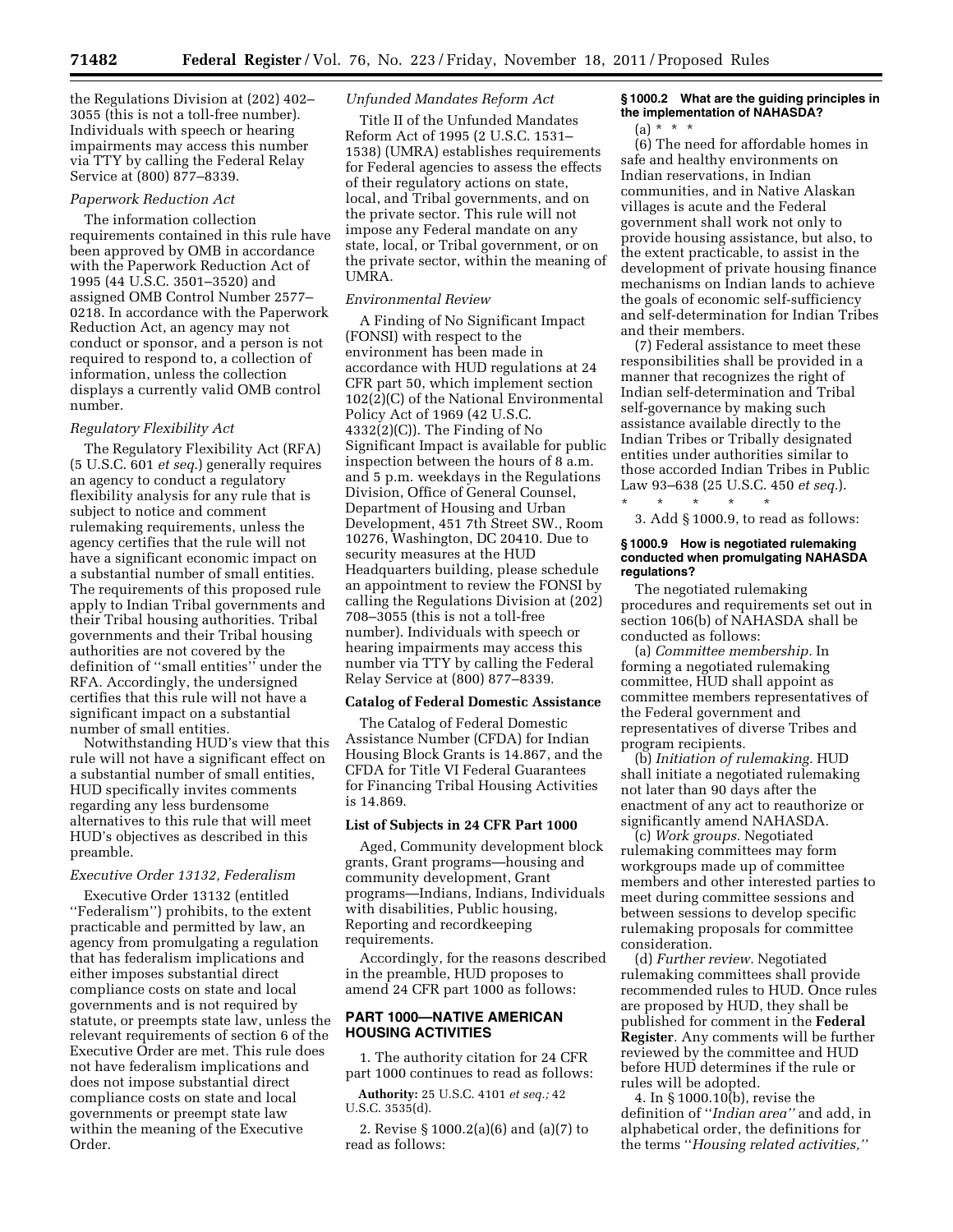the Regulations Division at (202) 402–3055 (this is not a toll-free number). Individuals with speech or hearing impairments may access this number via TTY by calling the Federal Relay Service at (800) 877–8339.

*Paperwork Reduction Act*

The information collection requirements contained in this rule have been approved by OMB in accordance with the Paperwork Reduction Act of 1995 (44 U.S.C. 3501–3520) and assigned OMB Control Number 2577–0218. In accordance with the Paperwork Reduction Act, an agency may not conduct or sponsor, and a person is not required to respond to, a collection of information, unless the collection displays a currently valid OMB control number.

*Regulatory Flexibility Act*

The Regulatory Flexibility Act (RFA) (5 U.S.C. 601 *et seq.*) generally requires an agency to conduct a regulatory flexibility analysis for any rule that is subject to notice and comment rulemaking requirements, unless the agency certifies that the rule will not have a significant economic impact on a substantial number of small entities. The requirements of this proposed rule apply to Indian Tribal governments and their Tribal housing authorities. Tribal governments and their Tribal housing authorities are not covered by the definition of ''small entities'' under the RFA. Accordingly, the undersigned certifies that this rule will not have a significant impact on a substantial number of small entities.

Notwithstanding HUD's view that this rule will not have a significant effect on a substantial number of small entities, HUD specifically invites comments regarding any less burdensome alternatives to this rule that will meet HUD's objectives as described in this preamble.

*Executive Order 13132, Federalism*

Executive Order 13132 (entitled ''Federalism'') prohibits, to the extent practicable and permitted by law, an agency from promulgating a regulation that has federalism implications and either imposes substantial direct compliance costs on state and local governments and is not required by statute, or preempts state law, unless the relevant requirements of section 6 of the Executive Order are met. This rule does not have federalism implications and does not impose substantial direct compliance costs on state and local governments or preempt state law within the meaning of the Executive Order.

*Unfunded Mandates Reform Act*

Title II of the Unfunded Mandates Reform Act of 1995 (2 U.S.C. 1531–1538) (UMRA) establishes requirements for Federal agencies to assess the effects of their regulatory actions on state, local, and Tribal governments, and on the private sector. This rule will not impose any Federal mandate on any state, local, or Tribal government, or on the private sector, within the meaning of UMRA.

*Environmental Review*

A Finding of No Significant Impact (FONSI) with respect to the environment has been made in accordance with HUD regulations at 24 CFR part 50, which implement section 102(2)(C) of the National Environmental Policy Act of 1969 (42 U.S.C. 4332(2)(C)). The Finding of No Significant Impact is available for public inspection between the hours of 8 a.m. and 5 p.m. weekdays in the Regulations Division, Office of General Counsel, Department of Housing and Urban Development, 451 7th Street SW., Room 10276, Washington, DC 20410. Due to security measures at the HUD Headquarters building, please schedule an appointment to review the FONSI by calling the Regulations Division at (202) 708–3055 (this is not a toll-free number). Individuals with speech or hearing impairments may access this number via TTY by calling the Federal Relay Service at (800) 877–8339.

**Catalog of Federal Domestic Assistance**

The Catalog of Federal Domestic Assistance Number (CFDA) for Indian Housing Block Grants is 14.867, and the CFDA for Title VI Federal Guarantees for Financing Tribal Housing Activities is 14.869.

**List of Subjects in 24 CFR Part 1000**

Aged, Community development block grants, Grant programs—housing and community development, Grant programs—Indians, Indians, Individuals with disabilities, Public housing, Reporting and recordkeeping requirements.

Accordingly, for the reasons described in the preamble, HUD proposes to amend 24 CFR part 1000 as follows:

**PART 1000—NATIVE AMERICAN HOUSING ACTIVITIES**

1. The authority citation for 24 CFR part 1000 continues to read as follows:

**Authority:** 25 U.S.C. 4101 *et seq.;* 42 U.S.C. 3535(d).

2. Revise § 1000.2(a)(6) and (a)(7) to read as follows:

**§ 1000.2 What are the guiding principles in the implementation of NAHASDA?**

(a) * * *

(6) The need for affordable homes in safe and healthy environments on Indian reservations, in Indian communities, and in Native Alaskan villages is acute and the Federal government shall work not only to provide housing assistance, but also, to the extent practicable, to assist in the development of private housing finance mechanisms on Indian lands to achieve the goals of economic self-sufficiency and self-determination for Indian Tribes and their members.

(7) Federal assistance to meet these responsibilities shall be provided in a manner that recognizes the right of Indian self-determination and Tribal self-governance by making such assistance available directly to the Indian Tribes or Tribally designated entities under authorities similar to those accorded Indian Tribes in Public Law 93–638 (25 U.S.C. 450 *et seq.*).

\* \* \* \* \*

3. Add § 1000.9, to read as follows:

**§ 1000.9 How is negotiated rulemaking conducted when promulgating NAHASDA regulations?**

The negotiated rulemaking procedures and requirements set out in section 106(b) of NAHASDA shall be conducted as follows:

(a) *Committee membership.* In forming a negotiated rulemaking committee, HUD shall appoint as committee members representatives of the Federal government and representatives of diverse Tribes and program recipients.

(b) *Initiation of rulemaking.* HUD shall initiate a negotiated rulemaking not later than 90 days after the enactment of any act to reauthorize or significantly amend NAHASDA.

(c) *Work groups.* Negotiated rulemaking committees may form workgroups made up of committee members and other interested parties to meet during committee sessions and between sessions to develop specific rulemaking proposals for committee consideration.

(d) *Further review.* Negotiated rulemaking committees shall provide recommended rules to HUD. Once rules are proposed by HUD, they shall be published for comment in the **Federal Register**. Any comments will be further reviewed by the committee and HUD before HUD determines if the rule or rules will be adopted.

4. In § 1000.10(b), revise the definition of ''*Indian area''* and add, in alphabetical order, the definitions for the terms ''*Housing related activities,''*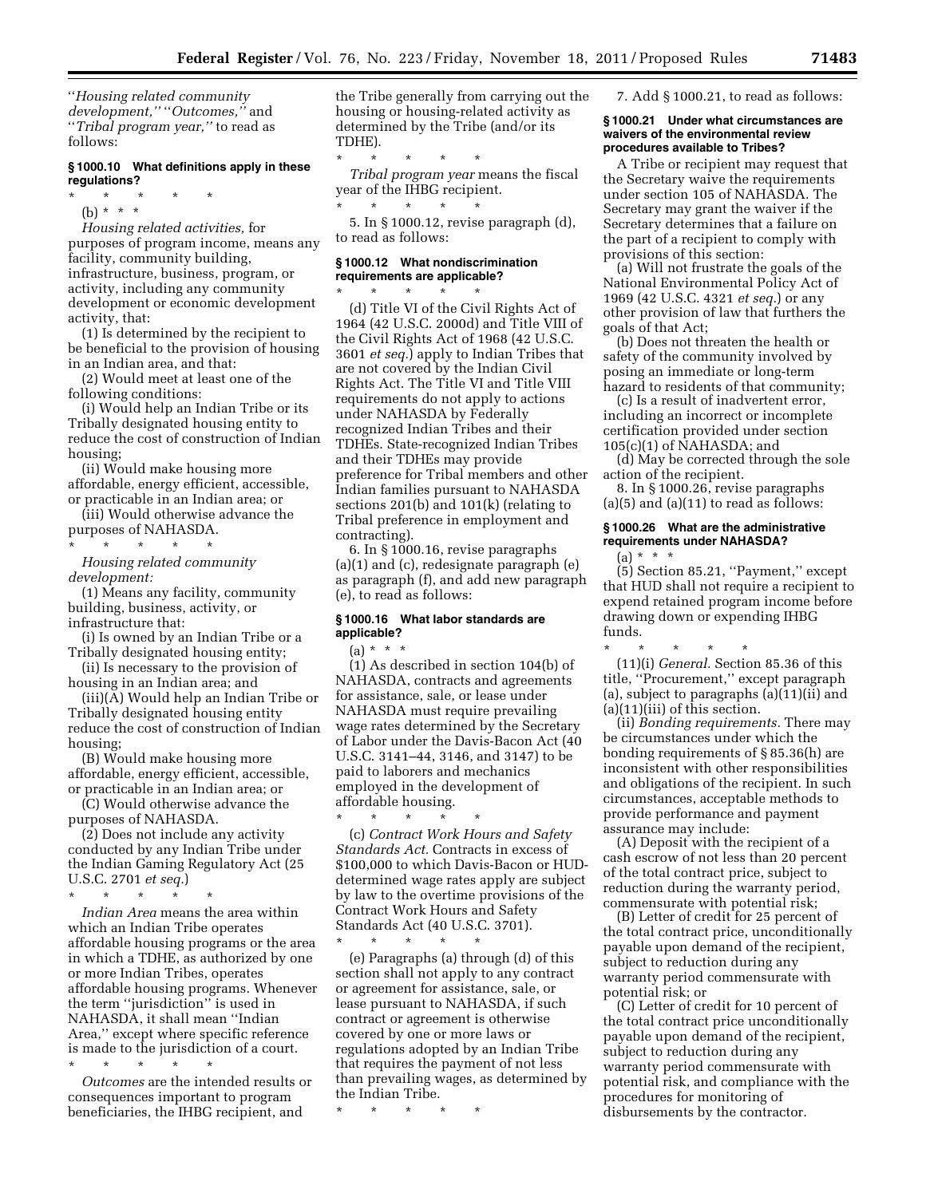''*Housing related community development,*'' ''*Outcomes,*'' and ''*Tribal program year,*'' to read as follows:

**§ 1000.10 What definitions apply in these regulations?**

\* \* \* \* \*

(b) \* \* \*

*Housing related activities,* for purposes of program income, means any facility, community building, infrastructure, business, program, or activity, including any community development or economic development activity, that:

(1) Is determined by the recipient to be beneficial to the provision of housing in an Indian area, and that:

(2) Would meet at least one of the following conditions:

(i) Would help an Indian Tribe or its Tribally designated housing entity to reduce the cost of construction of Indian housing;

(ii) Would make housing more affordable, energy efficient, accessible, or practicable in an Indian area; or

(iii) Would otherwise advance the purposes of NAHASDA.

\* \* \* \* \*

*Housing related community development:*

(1) Means any facility, community building, business, activity, or infrastructure that:

(i) Is owned by an Indian Tribe or a Tribally designated housing entity;

(ii) Is necessary to the provision of housing in an Indian area; and

(iii)(A) Would help an Indian Tribe or Tribally designated housing entity reduce the cost of construction of Indian housing;

(B) Would make housing more affordable, energy efficient, accessible, or practicable in an Indian area; or

(C) Would otherwise advance the purposes of NAHASDA.

(2) Does not include any activity conducted by any Indian Tribe under the Indian Gaming Regulatory Act (25 U.S.C. 2701 *et seq.*)

\* \* \* \* \*

*Indian Area* means the area within which an Indian Tribe operates affordable housing programs or the area in which a TDHE, as authorized by one or more Indian Tribes, operates affordable housing programs. Whenever the term ''jurisdiction'' is used in NAHASDA, it shall mean ''Indian Area,'' except where specific reference is made to the jurisdiction of a court.

\* \* \* \* \*

*Outcomes* are the intended results or consequences important to program beneficiaries, the IHBG recipient, and the Tribe generally from carrying out the housing or housing-related activity as determined by the Tribe (and/or its TDHE).

\* \* \* \* \*

*Tribal program year* means the fiscal year of the IHBG recipient.

\* \* \* \* \*

5. In § 1000.12, revise paragraph (d), to read as follows:

**§ 1000.12 What nondiscrimination requirements are applicable?**

\* \* \* \* \*

(d) Title VI of the Civil Rights Act of 1964 (42 U.S.C. 2000d) and Title VIII of the Civil Rights Act of 1968 (42 U.S.C. 3601 *et seq.*) apply to Indian Tribes that are not covered by the Indian Civil Rights Act. The Title VI and Title VIII requirements do not apply to actions under NAHASDA by Federally recognized Indian Tribes and their TDHEs. State-recognized Indian Tribes and their TDHEs may provide preference for Tribal members and other Indian families pursuant to NAHASDA sections 201(b) and 101(k) (relating to Tribal preference in employment and contracting).

6. In § 1000.16, revise paragraphs (a)(1) and (c), redesignate paragraph (e) as paragraph (f), and add new paragraph (e), to read as follows:

**§ 1000.16 What labor standards are applicable?**

(a) \* \* \*

(1) As described in section 104(b) of NAHASDA, contracts and agreements for assistance, sale, or lease under NAHASDA must require prevailing wage rates determined by the Secretary of Labor under the Davis-Bacon Act (40 U.S.C. 3141–44, 3146, and 3147) to be paid to laborers and mechanics employed in the development of affordable housing.

\* \* \* \* \*

(c) *Contract Work Hours and Safety Standards Act.* Contracts in excess of $100,000 to which Davis-Bacon or HUD-determined wage rates apply are subject by law to the overtime provisions of the Contract Work Hours and Safety Standards Act (40 U.S.C. 3701).

\* \* \* \* \*

(e) Paragraphs (a) through (d) of this section shall not apply to any contract or agreement for assistance, sale, or lease pursuant to NAHASDA, if such contract or agreement is otherwise covered by one or more laws or regulations adopted by an Indian Tribe that requires the payment of not less than prevailing wages, as determined by the Indian Tribe.

\* \* \* \* \*

7. Add § 1000.21, to read as follows:

**§ 1000.21 Under what circumstances are waivers of the environmental review procedures available to Tribes?**

A Tribe or recipient may request that the Secretary waive the requirements under section 105 of NAHASDA. The Secretary may grant the waiver if the Secretary determines that a failure on the part of a recipient to comply with provisions of this section:

(a) Will not frustrate the goals of the National Environmental Policy Act of 1969 (42 U.S.C. 4321 *et seq.*) or any other provision of law that furthers the goals of that Act;

(b) Does not threaten the health or safety of the community involved by posing an immediate or long-term hazard to residents of that community;

(c) Is a result of inadvertent error, including an incorrect or incomplete certification provided under section 105(c)(1) of NAHASDA; and

(d) May be corrected through the sole action of the recipient.

8. In § 1000.26, revise paragraphs (a)(5) and (a)(11) to read as follows:

**§ 1000.26 What are the administrative requirements under NAHASDA?**

(a) \* \* \*

(5) Section 85.21, ''Payment,'' except that HUD shall not require a recipient to expend retained program income before drawing down or expending IHBG funds.

\* \* \* \* \*

(11)(i) *General.* Section 85.36 of this title, ''Procurement,'' except paragraph (a), subject to paragraphs (a)(11)(ii) and (a)(11)(iii) of this section.

(ii) *Bonding requirements.* There may be circumstances under which the bonding requirements of § 85.36(h) are inconsistent with other responsibilities and obligations of the recipient. In such circumstances, acceptable methods to provide performance and payment assurance may include:

(A) Deposit with the recipient of a cash escrow of not less than 20 percent of the total contract price, subject to reduction during the warranty period, commensurate with potential risk;

(B) Letter of credit for 25 percent of the total contract price, unconditionally payable upon demand of the recipient, subject to reduction during any warranty period commensurate with potential risk; or

(C) Letter of credit for 10 percent of the total contract price unconditionally payable upon demand of the recipient, subject to reduction during any warranty period commensurate with potential risk, and compliance with the procedures for monitoring of disbursements by the contractor.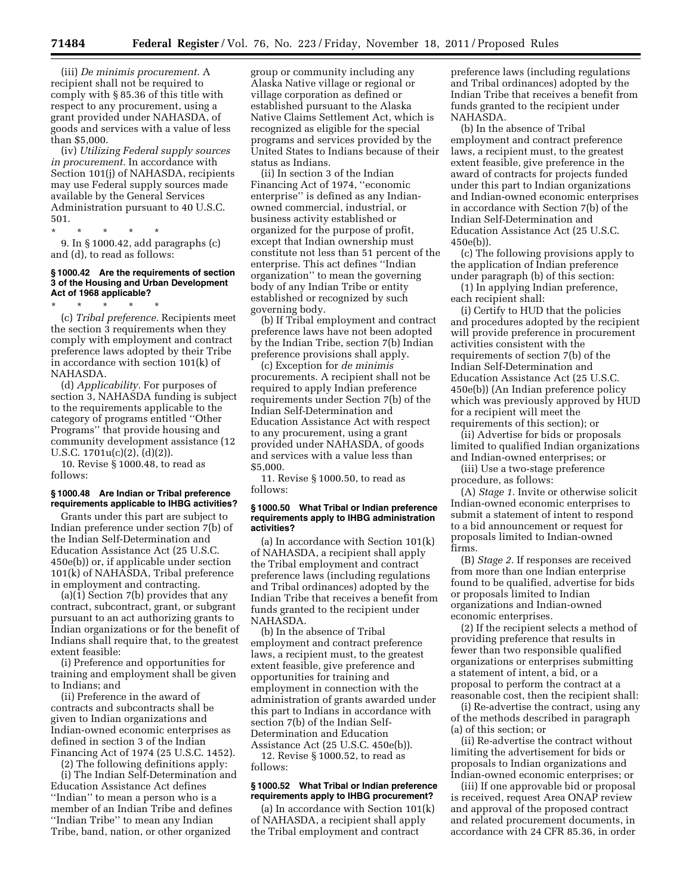(iii) *De minimis procurement.* A recipient shall not be required to comply with § 85.36 of this title with respect to any procurement, using a grant provided under NAHASDA, of goods and services with a value of less than $5,000.

(iv) *Utilizing Federal supply sources in procurement.* In accordance with Section 101(j) of NAHASDA, recipients may use Federal supply sources made available by the General Services Administration pursuant to 40 U.S.C. 501.

\* \* \* \* \*

9. In § 1000.42, add paragraphs (c) and (d), to read as follows:

### § 1000.42 Are the requirements of section 3 of the Housing and Urban Development Act of 1968 applicable?

\* \* \* \* \*

(c) *Tribal preference.* Recipients meet the section 3 requirements when they comply with employment and contract preference laws adopted by their Tribe in accordance with section 101(k) of NAHASDA.

(d) *Applicability.* For purposes of section 3, NAHASDA funding is subject to the requirements applicable to the category of programs entitled ''Other Programs'' that provide housing and community development assistance (12 U.S.C. 1701u(c)(2), (d)(2)).

10. Revise § 1000.48, to read as follows:

### § 1000.48 Are Indian or Tribal preference requirements applicable to IHBG activities?

Grants under this part are subject to Indian preference under section 7(b) of the Indian Self-Determination and Education Assistance Act (25 U.S.C. 450e(b)) or, if applicable under section 101(k) of NAHASDA, Tribal preference in employment and contracting.

(a)(1) Section 7(b) provides that any contract, subcontract, grant, or subgrant pursuant to an act authorizing grants to Indian organizations or for the benefit of Indians shall require that, to the greatest extent feasible:

(i) Preference and opportunities for training and employment shall be given to Indians; and

(ii) Preference in the award of contracts and subcontracts shall be given to Indian organizations and Indian-owned economic enterprises as defined in section 3 of the Indian Financing Act of 1974 (25 U.S.C. 1452).

(2) The following definitions apply:

(i) The Indian Self-Determination and Education Assistance Act defines ''Indian'' to mean a person who is a member of an Indian Tribe and defines ''Indian Tribe'' to mean any Indian Tribe, band, nation, or other organized group or community including any Alaska Native village or regional or village corporation as defined or established pursuant to the Alaska Native Claims Settlement Act, which is recognized as eligible for the special programs and services provided by the United States to Indians because of their status as Indians.

(ii) In section 3 of the Indian Financing Act of 1974, ''economic enterprise'' is defined as any Indian-owned commercial, industrial, or business activity established or organized for the purpose of profit, except that Indian ownership must constitute not less than 51 percent of the enterprise. This act defines ''Indian organization'' to mean the governing body of any Indian Tribe or entity established or recognized by such governing body.

(b) If Tribal employment and contract preference laws have not been adopted by the Indian Tribe, section 7(b) Indian preference provisions shall apply.

(c) Exception for *de minimis* procurements. A recipient shall not be required to apply Indian preference requirements under Section 7(b) of the Indian Self-Determination and Education Assistance Act with respect to any procurement, using a grant provided under NAHASDA, of goods and services with a value less than $5,000.

11. Revise § 1000.50, to read as follows:

### § 1000.50 What Tribal or Indian preference requirements apply to IHBG administration activities?

(a) In accordance with Section 101(k) of NAHASDA, a recipient shall apply the Tribal employment and contract preference laws (including regulations and Tribal ordinances) adopted by the Indian Tribe that receives a benefit from funds granted to the recipient under NAHASDA.

(b) In the absence of Tribal employment and contract preference laws, a recipient must, to the greatest extent feasible, give preference and opportunities for training and employment in connection with the administration of grants awarded under this part to Indians in accordance with section 7(b) of the Indian Self-Determination and Education Assistance Act (25 U.S.C. 450e(b)).

12. Revise § 1000.52, to read as follows:

### § 1000.52 What Tribal or Indian preference requirements apply to IHBG procurement?

(a) In accordance with Section 101(k) of NAHASDA, a recipient shall apply the Tribal employment and contract preference laws (including regulations and Tribal ordinances) adopted by the Indian Tribe that receives a benefit from funds granted to the recipient under NAHASDA.

(b) In the absence of Tribal employment and contract preference laws, a recipient must, to the greatest extent feasible, give preference in the award of contracts for projects funded under this part to Indian organizations and Indian-owned economic enterprises in accordance with Section 7(b) of the Indian Self-Determination and Education Assistance Act (25 U.S.C. 450e(b)).

(c) The following provisions apply to the application of Indian preference under paragraph (b) of this section:

(1) In applying Indian preference, each recipient shall:

(i) Certify to HUD that the policies and procedures adopted by the recipient will provide preference in procurement activities consistent with the requirements of section 7(b) of the Indian Self-Determination and Education Assistance Act (25 U.S.C. 450e(b)) (An Indian preference policy which was previously approved by HUD for a recipient will meet the requirements of this section); or

(ii) Advertise for bids or proposals limited to qualified Indian organizations and Indian-owned enterprises; or

(iii) Use a two-stage preference procedure, as follows:

(A) *Stage 1.* Invite or otherwise solicit Indian-owned economic enterprises to submit a statement of intent to respond to a bid announcement or request for proposals limited to Indian-owned firms.

(B) *Stage 2.* If responses are received from more than one Indian enterprise found to be qualified, advertise for bids or proposals limited to Indian organizations and Indian-owned economic enterprises.

(2) If the recipient selects a method of providing preference that results in fewer than two responsible qualified organizations or enterprises submitting a statement of intent, a bid, or a proposal to perform the contract at a reasonable cost, then the recipient shall:

(i) Re-advertise the contract, using any of the methods described in paragraph (a) of this section; or

(ii) Re-advertise the contract without limiting the advertisement for bids or proposals to Indian organizations and Indian-owned economic enterprises; or

(iii) If one approvable bid or proposal is received, request Area ONAP review and approval of the proposed contract and related procurement documents, in accordance with 24 CFR 85.36, in order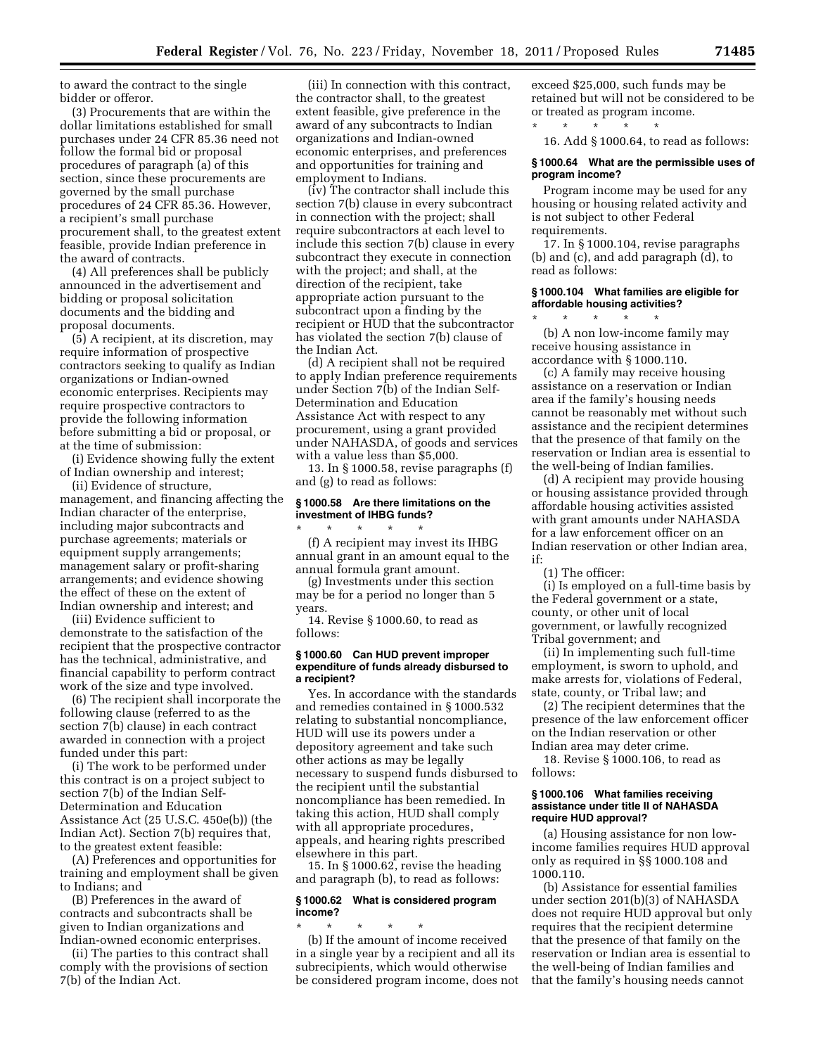to award the contract to the single bidder or offeror.

(3) Procurements that are within the dollar limitations established for small purchases under 24 CFR 85.36 need not follow the formal bid or proposal procedures of paragraph (a) of this section, since these procurements are governed by the small purchase procedures of 24 CFR 85.36. However, a recipient's small purchase procurement shall, to the greatest extent feasible, provide Indian preference in the award of contracts.

(4) All preferences shall be publicly announced in the advertisement and bidding or proposal solicitation documents and the bidding and proposal documents.

(5) A recipient, at its discretion, may require information of prospective contractors seeking to qualify as Indian organizations or Indian-owned economic enterprises. Recipients may require prospective contractors to provide the following information before submitting a bid or proposal, or at the time of submission:

(i) Evidence showing fully the extent of Indian ownership and interest;

(ii) Evidence of structure, management, and financing affecting the Indian character of the enterprise, including major subcontracts and purchase agreements; materials or equipment supply arrangements; management salary or profit-sharing arrangements; and evidence showing the effect of these on the extent of Indian ownership and interest; and

(iii) Evidence sufficient to demonstrate to the satisfaction of the recipient that the prospective contractor has the technical, administrative, and financial capability to perform contract work of the size and type involved.

(6) The recipient shall incorporate the following clause (referred to as the section 7(b) clause) in each contract awarded in connection with a project funded under this part:

(i) The work to be performed under this contract is on a project subject to section 7(b) of the Indian Self-Determination and Education Assistance Act (25 U.S.C. 450e(b)) (the Indian Act). Section 7(b) requires that, to the greatest extent feasible:

(A) Preferences and opportunities for training and employment shall be given to Indians; and

(B) Preferences in the award of contracts and subcontracts shall be given to Indian organizations and Indian-owned economic enterprises.

(ii) The parties to this contract shall comply with the provisions of section 7(b) of the Indian Act.

(iii) In connection with this contract, the contractor shall, to the greatest extent feasible, give preference in the award of any subcontracts to Indian organizations and Indian-owned economic enterprises, and preferences and opportunities for training and employment to Indians.

(iv) The contractor shall include this section 7(b) clause in every subcontract in connection with the project; shall require subcontractors at each level to include this section 7(b) clause in every subcontract they execute in connection with the project; and shall, at the direction of the recipient, take appropriate action pursuant to the subcontract upon a finding by the recipient or HUD that the subcontractor has violated the section 7(b) clause of the Indian Act.

(d) A recipient shall not be required to apply Indian preference requirements under Section 7(b) of the Indian Self-Determination and Education Assistance Act with respect to any procurement, using a grant provided under NAHASDA, of goods and services with a value less than $5,000.

13. In § 1000.58, revise paragraphs (f) and (g) to read as follows:

#### § 1000.58 Are there limitations on the investment of IHBG funds?

\* \* \* \* \*

(f) A recipient may invest its IHBG annual grant in an amount equal to the annual formula grant amount.

(g) Investments under this section may be for a period no longer than 5 years.

14. Revise § 1000.60, to read as follows:

#### § 1000.60 Can HUD prevent improper expenditure of funds already disbursed to a recipient?

Yes. In accordance with the standards and remedies contained in § 1000.532 relating to substantial noncompliance, HUD will use its powers under a depository agreement and take such other actions as may be legally necessary to suspend funds disbursed to the recipient until the substantial noncompliance has been remedied. In taking this action, HUD shall comply with all appropriate procedures, appeals, and hearing rights prescribed elsewhere in this part.

15. In § 1000.62, revise the heading and paragraph (b), to read as follows:

#### § 1000.62 What is considered program income?

\* \* \* \* \*

(b) If the amount of income received in a single year by a recipient and all its subrecipients, which would otherwise be considered program income, does not exceed $25,000, such funds may be retained but will not be considered to be or treated as program income.

\* \* \* \* \*

16. Add § 1000.64, to read as follows:

#### § 1000.64 What are the permissible uses of program income?

Program income may be used for any housing or housing related activity and is not subject to other Federal requirements.

17. In § 1000.104, revise paragraphs (b) and (c), and add paragraph (d), to read as follows:

#### § 1000.104 What families are eligible for affordable housing activities?

\* \* \* \* \*

(b) A non low-income family may receive housing assistance in accordance with § 1000.110.

(c) A family may receive housing assistance on a reservation or Indian area if the family's housing needs cannot be reasonably met without such assistance and the recipient determines that the presence of that family on the reservation or Indian area is essential to the well-being of Indian families.

(d) A recipient may provide housing or housing assistance provided through affordable housing activities assisted with grant amounts under NAHASDA for a law enforcement officer on an Indian reservation or other Indian area, if:

(1) The officer:

(i) Is employed on a full-time basis by the Federal government or a state, county, or other unit of local government, or lawfully recognized Tribal government; and

(ii) In implementing such full-time employment, is sworn to uphold, and make arrests for, violations of Federal, state, county, or Tribal law; and

(2) The recipient determines that the presence of the law enforcement officer on the Indian reservation or other Indian area may deter crime.

18. Revise § 1000.106, to read as follows:

#### § 1000.106 What families receiving assistance under title II of NAHASDA require HUD approval?

(a) Housing assistance for non low-income families requires HUD approval only as required in §§ 1000.108 and 1000.110.

(b) Assistance for essential families under section 201(b)(3) of NAHASDA does not require HUD approval but only requires that the recipient determine that the presence of that family on the reservation or Indian area is essential to the well-being of Indian families and that the family's housing needs cannot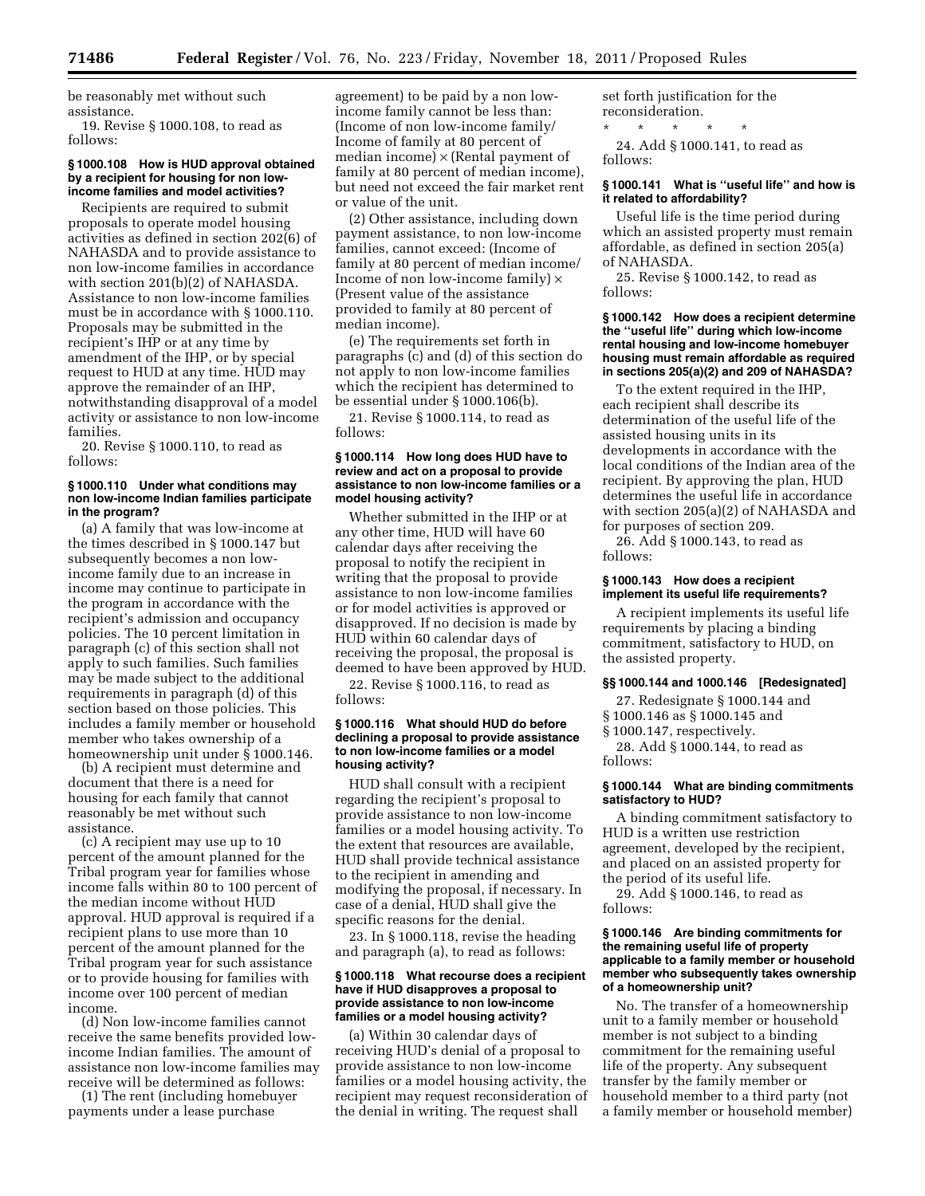be reasonably met without such assistance.

19. Revise § 1000.108, to read as follows:

### § 1000.108 How is HUD approval obtained by a recipient for housing for non low-income families and model activities?

Recipients are required to submit proposals to operate model housing activities as defined in section 202(6) of NAHASDA and to provide assistance to non low-income families in accordance with section 201(b)(2) of NAHASDA. Assistance to non low-income families must be in accordance with § 1000.110. Proposals may be submitted in the recipient's IHP or at any time by amendment of the IHP, or by special request to HUD at any time. HUD may approve the remainder of an IHP, notwithstanding disapproval of a model activity or assistance to non low-income families.

20. Revise § 1000.110, to read as follows:

### § 1000.110 Under what conditions may non low-income Indian families participate in the program?

(a) A family that was low-income at the times described in § 1000.147 but subsequently becomes a non low-income family due to an increase in income may continue to participate in the program in accordance with the recipient's admission and occupancy policies. The 10 percent limitation in paragraph (c) of this section shall not apply to such families. Such families may be made subject to the additional requirements in paragraph (d) of this section based on those policies. This includes a family member or household member who takes ownership of a homeownership unit under § 1000.146.

(b) A recipient must determine and document that there is a need for housing for each family that cannot reasonably be met without such assistance.

(c) A recipient may use up to 10 percent of the amount planned for the Tribal program year for families whose income falls within 80 to 100 percent of the median income without HUD approval. HUD approval is required if a recipient plans to use more than 10 percent of the amount planned for the Tribal program year for such assistance or to provide housing for families with income over 100 percent of median income.

(d) Non low-income families cannot receive the same benefits provided low-income Indian families. The amount of assistance non low-income families may receive will be determined as follows:

(1) The rent (including homebuyer payments under a lease purchase agreement) to be paid by a non low-income family cannot be less than: (Income of non low-income family/ Income of family at 80 percent of median income) × (Rental payment of family at 80 percent of median income), but need not exceed the fair market rent or value of the unit.

(2) Other assistance, including down payment assistance, to non low-income families, cannot exceed: (Income of family at 80 percent of median income/ Income of non low-income family) × (Present value of the assistance provided to family at 80 percent of median income).

(e) The requirements set forth in paragraphs (c) and (d) of this section do not apply to non low-income families which the recipient has determined to be essential under § 1000.106(b).

21. Revise § 1000.114, to read as follows:

### § 1000.114 How long does HUD have to review and act on a proposal to provide assistance to non low-income families or a model housing activity?

Whether submitted in the IHP or at any other time, HUD will have 60 calendar days after receiving the proposal to notify the recipient in writing that the proposal to provide assistance to non low-income families or for model activities is approved or disapproved. If no decision is made by HUD within 60 calendar days of receiving the proposal, the proposal is deemed to have been approved by HUD.

22. Revise § 1000.116, to read as follows:

### § 1000.116 What should HUD do before declining a proposal to provide assistance to non low-income families or a model housing activity?

HUD shall consult with a recipient regarding the recipient's proposal to provide assistance to non low-income families or a model housing activity. To the extent that resources are available, HUD shall provide technical assistance to the recipient in amending and modifying the proposal, if necessary. In case of a denial, HUD shall give the specific reasons for the denial.

23. In § 1000.118, revise the heading and paragraph (a), to read as follows:

### § 1000.118 What recourse does a recipient have if HUD disapproves a proposal to provide assistance to non low-income families or a model housing activity?

(a) Within 30 calendar days of receiving HUD's denial of a proposal to provide assistance to non low-income families or a model housing activity, the recipient may request reconsideration of the denial in writing. The request shall set forth justification for the reconsideration.

\* \* \* \* \*

24. Add § 1000.141, to read as follows:

### § 1000.141 What is "useful life" and how is it related to affordability?

Useful life is the time period during which an assisted property must remain affordable, as defined in section 205(a) of NAHASDA.

25. Revise § 1000.142, to read as follows:

### § 1000.142 How does a recipient determine the "useful life" during which low-income rental housing and low-income homebuyer housing must remain affordable as required in sections 205(a)(2) and 209 of NAHASDA?

To the extent required in the IHP, each recipient shall describe its determination of the useful life of the assisted housing units in its developments in accordance with the local conditions of the Indian area of the recipient. By approving the plan, HUD determines the useful life in accordance with section 205(a)(2) of NAHASDA and for purposes of section 209.

26. Add § 1000.143, to read as follows:

### § 1000.143 How does a recipient implement its useful life requirements?

A recipient implements its useful life requirements by placing a binding commitment, satisfactory to HUD, on the assisted property.

### §§ 1000.144 and 1000.146 [Redesignated]

27. Redesignate § 1000.144 and § 1000.146 as § 1000.145 and § 1000.147, respectively.

28. Add § 1000.144, to read as follows:

### § 1000.144 What are binding commitments satisfactory to HUD?

A binding commitment satisfactory to HUD is a written use restriction agreement, developed by the recipient, and placed on an assisted property for the period of its useful life.

29. Add § 1000.146, to read as follows:

### § 1000.146 Are binding commitments for the remaining useful life of property applicable to a family member or household member who subsequently takes ownership of a homeownership unit?

No. The transfer of a homeownership unit to a family member or household member is not subject to a binding commitment for the remaining useful life of the property. Any subsequent transfer by the family member or household member to a third party (not a family member or household member)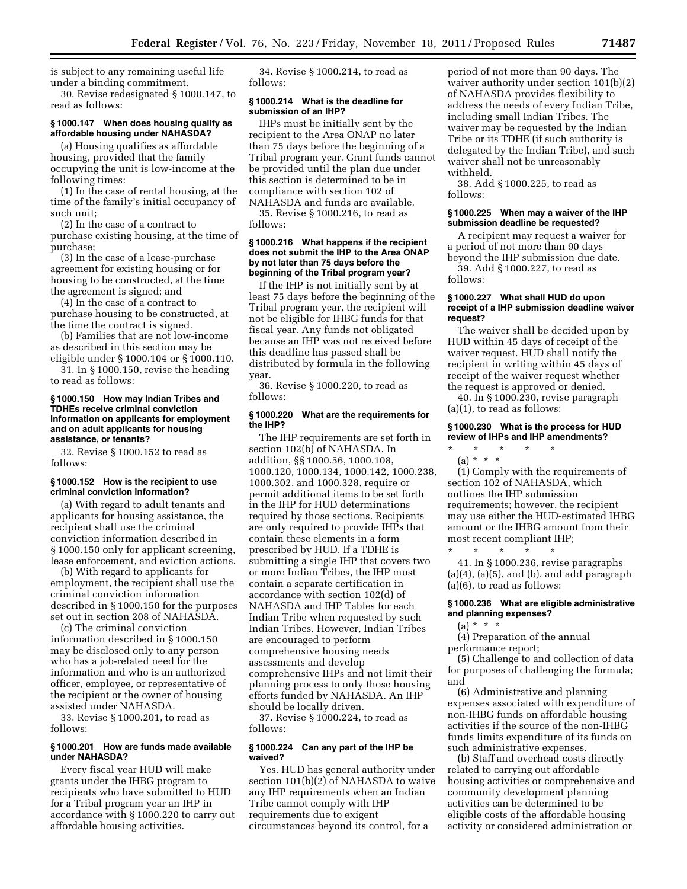is subject to any remaining useful life under a binding commitment.

30. Revise redesignated § 1000.147, to read as follows:

### § 1000.147 When does housing qualify as affordable housing under NAHASDA?

(a) Housing qualifies as affordable housing, provided that the family occupying the unit is low-income at the following times:

(1) In the case of rental housing, at the time of the family's initial occupancy of such unit;

(2) In the case of a contract to purchase existing housing, at the time of purchase;

(3) In the case of a lease-purchase agreement for existing housing or for housing to be constructed, at the time the agreement is signed; and

(4) In the case of a contract to purchase housing to be constructed, at the time the contract is signed.

(b) Families that are not low-income as described in this section may be eligible under § 1000.104 or § 1000.110.

31. In § 1000.150, revise the heading to read as follows:

### § 1000.150 How may Indian Tribes and TDHEs receive criminal conviction information on applicants for employment and on adult applicants for housing assistance, or tenants?

32. Revise § 1000.152 to read as follows:

### § 1000.152 How is the recipient to use criminal conviction information?

(a) With regard to adult tenants and applicants for housing assistance, the recipient shall use the criminal conviction information described in § 1000.150 only for applicant screening, lease enforcement, and eviction actions.

(b) With regard to applicants for employment, the recipient shall use the criminal conviction information described in § 1000.150 for the purposes set out in section 208 of NAHASDA.

(c) The criminal conviction information described in § 1000.150 may be disclosed only to any person who has a job-related need for the information and who is an authorized officer, employee, or representative of the recipient or the owner of housing assisted under NAHASDA.

33. Revise § 1000.201, to read as follows:

### § 1000.201 How are funds made available under NAHASDA?

Every fiscal year HUD will make grants under the IHBG program to recipients who have submitted to HUD for a Tribal program year an IHP in accordance with § 1000.220 to carry out affordable housing activities.

34. Revise § 1000.214, to read as follows:

### § 1000.214 What is the deadline for submission of an IHP?

IHPs must be initially sent by the recipient to the Area ONAP no later than 75 days before the beginning of a Tribal program year. Grant funds cannot be provided until the plan due under this section is determined to be in compliance with section 102 of NAHASDA and funds are available.

35. Revise § 1000.216, to read as follows:

### § 1000.216 What happens if the recipient does not submit the IHP to the Area ONAP by not later than 75 days before the beginning of the Tribal program year?

If the IHP is not initially sent by at least 75 days before the beginning of the Tribal program year, the recipient will not be eligible for IHBG funds for that fiscal year. Any funds not obligated because an IHP was not received before this deadline has passed shall be distributed by formula in the following year.

36. Revise § 1000.220, to read as follows:

### § 1000.220 What are the requirements for the IHP?

The IHP requirements are set forth in section 102(b) of NAHASDA. In addition, §§ 1000.56, 1000.108, 1000.120, 1000.134, 1000.142, 1000.238, 1000.302, and 1000.328, require or permit additional items to be set forth in the IHP for HUD determinations required by those sections. Recipients are only required to provide IHPs that contain these elements in a form prescribed by HUD. If a TDHE is submitting a single IHP that covers two or more Indian Tribes, the IHP must contain a separate certification in accordance with section 102(d) of NAHASDA and IHP Tables for each Indian Tribe when requested by such Indian Tribes. However, Indian Tribes are encouraged to perform comprehensive housing needs assessments and develop comprehensive IHPs and not limit their planning process to only those housing efforts funded by NAHASDA. An IHP should be locally driven.

37. Revise § 1000.224, to read as follows:

### § 1000.224 Can any part of the IHP be waived?

Yes. HUD has general authority under section 101(b)(2) of NAHASDA to waive any IHP requirements when an Indian Tribe cannot comply with IHP requirements due to exigent circumstances beyond its control, for a period of not more than 90 days. The waiver authority under section 101(b)(2) of NAHASDA provides flexibility to address the needs of every Indian Tribe, including small Indian Tribes. The waiver may be requested by the Indian Tribe or its TDHE (if such authority is delegated by the Indian Tribe), and such waiver shall not be unreasonably withheld.

38. Add § 1000.225, to read as follows:

### § 1000.225 When may a waiver of the IHP submission deadline be requested?

A recipient may request a waiver for a period of not more than 90 days beyond the IHP submission due date.

39. Add § 1000.227, to read as follows:

### § 1000.227 What shall HUD do upon receipt of a IHP submission deadline waiver request?

The waiver shall be decided upon by HUD within 45 days of receipt of the waiver request. HUD shall notify the recipient in writing within 45 days of receipt of the waiver request whether the request is approved or denied.

40. In § 1000.230, revise paragraph (a)(1), to read as follows:

### § 1000.230 What is the process for HUD review of IHPs and IHP amendments?

\* \* \* \* \*

(a) \* \* \*

(1) Comply with the requirements of section 102 of NAHASDA, which outlines the IHP submission requirements; however, the recipient may use either the HUD-estimated IHBG amount or the IHBG amount from their most recent compliant IHP;

\* \* \* \* \*

41. In § 1000.236, revise paragraphs (a)(4), (a)(5), and (b), and add paragraph (a)(6), to read as follows:

### § 1000.236 What are eligible administrative and planning expenses?

(a) \* \* \*

(4) Preparation of the annual performance report;

(5) Challenge to and collection of data for purposes of challenging the formula; and

(6) Administrative and planning expenses associated with expenditure of non-IHBG funds on affordable housing activities if the source of the non-IHBG funds limits expenditure of its funds on such administrative expenses.

(b) Staff and overhead costs directly related to carrying out affordable housing activities or comprehensive and community development planning activities can be determined to be eligible costs of the affordable housing activity or considered administration or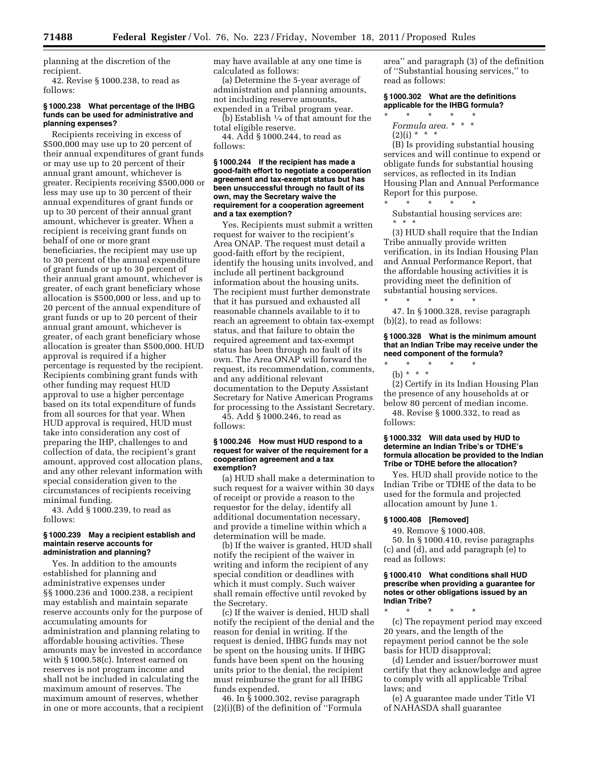planning at the discretion of the recipient.

42. Revise § 1000.238, to read as follows:

#### § 1000.238 What percentage of the IHBG funds can be used for administrative and planning expenses?

Recipients receiving in excess of $500,000 may use up to 20 percent of their annual expenditures of grant funds or may use up to 20 percent of their annual grant amount, whichever is greater. Recipients receiving $500,000 or less may use up to 30 percent of their annual expenditures of grant funds or up to 30 percent of their annual grant amount, whichever is greater. When a recipient is receiving grant funds on behalf of one or more grant beneficiaries, the recipient may use up to 30 percent of the annual expenditure of grant funds or up to 30 percent of their annual grant amount, whichever is greater, of each grant beneficiary whose allocation is $500,000 or less, and up to 20 percent of the annual expenditure of grant funds or up to 20 percent of their annual grant amount, whichever is greater, of each grant beneficiary whose allocation is greater than $500,000. HUD approval is required if a higher percentage is requested by the recipient. Recipients combining grant funds with other funding may request HUD approval to use a higher percentage based on its total expenditure of funds from all sources for that year. When HUD approval is required, HUD must take into consideration any cost of preparing the IHP, challenges to and collection of data, the recipient's grant amount, approved cost allocation plans, and any other relevant information with special consideration given to the circumstances of recipients receiving minimal funding.

43. Add § 1000.239, to read as follows:

#### § 1000.239 May a recipient establish and maintain reserve accounts for administration and planning?

Yes. In addition to the amounts established for planning and administrative expenses under §§ 1000.236 and 1000.238, a recipient may establish and maintain separate reserve accounts only for the purpose of accumulating amounts for administration and planning relating to affordable housing activities. These amounts may be invested in accordance with § 1000.58(c). Interest earned on reserves is not program income and shall not be included in calculating the maximum amount of reserves. The maximum amount of reserves, whether in one or more accounts, that a recipient may have available at any one time is calculated as follows:

(a) Determine the 5-year average of administration and planning amounts, not including reserve amounts, expended in a Tribal program year.

(b) Establish ¼ of that amount for the total eligible reserve.

44. Add § 1000.244, to read as follows:

#### § 1000.244 If the recipient has made a good-faith effort to negotiate a cooperation agreement and tax-exempt status but has been unsuccessful through no fault of its own, may the Secretary waive the requirement for a cooperation agreement and a tax exemption?

Yes. Recipients must submit a written request for waiver to the recipient's Area ONAP. The request must detail a good-faith effort by the recipient, identify the housing units involved, and include all pertinent background information about the housing units. The recipient must further demonstrate that it has pursued and exhausted all reasonable channels available to it to reach an agreement to obtain tax-exempt status, and that failure to obtain the required agreement and tax-exempt status has been through no fault of its own. The Area ONAP will forward the request, its recommendation, comments, and any additional relevant documentation to the Deputy Assistant Secretary for Native American Programs for processing to the Assistant Secretary.

45. Add § 1000.246, to read as follows:

#### § 1000.246 How must HUD respond to a request for waiver of the requirement for a cooperation agreement and a tax exemption?

(a) HUD shall make a determination to such request for a waiver within 30 days of receipt or provide a reason to the requestor for the delay, identify all additional documentation necessary, and provide a timeline within which a determination will be made.

(b) If the waiver is granted, HUD shall notify the recipient of the waiver in writing and inform the recipient of any special condition or deadlines with which it must comply. Such waiver shall remain effective until revoked by the Secretary.

(c) If the waiver is denied, HUD shall notify the recipient of the denial and the reason for denial in writing. If the request is denied, IHBG funds may not be spent on the housing units. If IHBG funds have been spent on the housing units prior to the denial, the recipient must reimburse the grant for all IHBG funds expended.

46. In § 1000.302, revise paragraph (2)(i)(B) of the definition of "Formula area" and paragraph (3) of the definition of "Substantial housing services," to read as follows:

#### § 1000.302 What are the definitions applicable for the IHBG formula?

\* \* \* \* \*

*Formula area.* \* \* \*

(2)(i) \* \* \*

(B) Is providing substantial housing services and will continue to expend or obligate funds for substantial housing services, as reflected in its Indian Housing Plan and Annual Performance Report for this purpose.

\* \* \* \* \*

Substantial housing services are:

\* \* \*

(3) HUD shall require that the Indian Tribe annually provide written verification, in its Indian Housing Plan and Annual Performance Report, that the affordable housing activities it is providing meet the definition of substantial housing services.

\* \* \* \* \*

47. In § 1000.328, revise paragraph (b)(2), to read as follows:

#### § 1000.328 What is the minimum amount that an Indian Tribe may receive under the need component of the formula?

\* \* \* \* \*

(b) \* \* \*

(2) Certify in its Indian Housing Plan the presence of any households at or below 80 percent of median income.

48. Revise § 1000.332, to read as follows:

#### § 1000.332 Will data used by HUD to determine an Indian Tribe's or TDHE's formula allocation be provided to the Indian Tribe or TDHE before the allocation?

Yes. HUD shall provide notice to the Indian Tribe or TDHE of the data to be used for the formula and projected allocation amount by June 1.

#### § 1000.408 [Removed]

49. Remove § 1000.408.

50. In § 1000.410, revise paragraphs (c) and (d), and add paragraph (e) to read as follows:

#### § 1000.410 What conditions shall HUD prescribe when providing a guarantee for notes or other obligations issued by an Indian Tribe?

\* \* \* \* \*

(c) The repayment period may exceed 20 years, and the length of the repayment period cannot be the sole basis for HUD disapproval;

(d) Lender and issuer/borrower must certify that they acknowledge and agree to comply with all applicable Tribal laws; and

(e) A guarantee made under Title VI of NAHASDA shall guarantee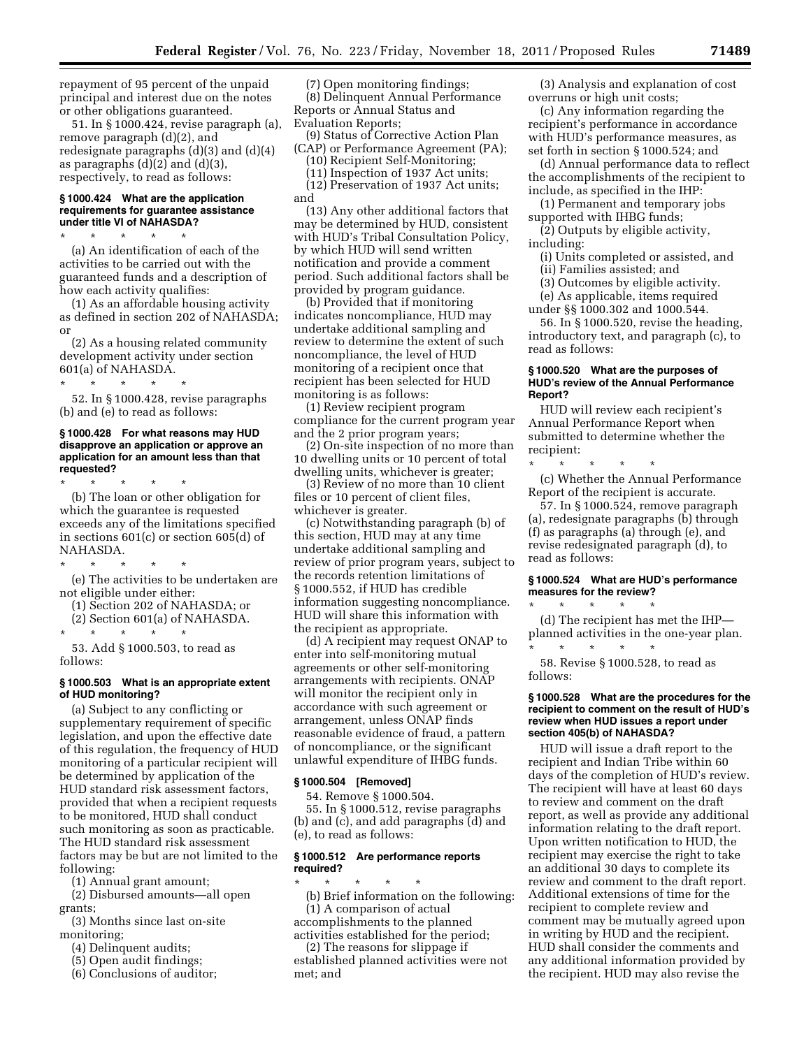repayment of 95 percent of the unpaid principal and interest due on the notes or other obligations guaranteed.

51. In § 1000.424, revise paragraph (a), remove paragraph (d)(2), and redesignate paragraphs (d)(3) and (d)(4) as paragraphs (d)(2) and (d)(3), respectively, to read as follows:

#### § 1000.424 What are the application requirements for guarantee assistance under title VI of NAHASDA?

\* \* \* \* \*

(a) An identification of each of the activities to be carried out with the guaranteed funds and a description of how each activity qualifies:

(1) As an affordable housing activity as defined in section 202 of NAHASDA; or

(2) As a housing related community development activity under section 601(a) of NAHASDA.

\* \* \* \* \*

52. In § 1000.428, revise paragraphs (b) and (e) to read as follows:

#### § 1000.428 For what reasons may HUD disapprove an application or approve an application for an amount less than that requested?

\* \* \* \* \*

(b) The loan or other obligation for which the guarantee is requested exceeds any of the limitations specified in sections 601(c) or section 605(d) of NAHASDA.

\* \* \* \* \*

(e) The activities to be undertaken are not eligible under either:

(1) Section 202 of NAHASDA; or

(2) Section 601(a) of NAHASDA.

\* \* \* \* \*

53. Add § 1000.503, to read as follows:

#### § 1000.503 What is an appropriate extent of HUD monitoring?

(a) Subject to any conflicting or supplementary requirement of specific legislation, and upon the effective date of this regulation, the frequency of HUD monitoring of a particular recipient will be determined by application of the HUD standard risk assessment factors, provided that when a recipient requests to be monitored, HUD shall conduct such monitoring as soon as practicable. The HUD standard risk assessment factors may be but are not limited to the following:

(1) Annual grant amount;

(2) Disbursed amounts—all open grants;

(3) Months since last on-site monitoring;

(4) Delinquent audits;

(5) Open audit findings;

(6) Conclusions of auditor;

(7) Open monitoring findings;

(8) Delinquent Annual Performance Reports or Annual Status and Evaluation Reports;

(9) Status of Corrective Action Plan (CAP) or Performance Agreement (PA);

(10) Recipient Self-Monitoring;

(11) Inspection of 1937 Act units;

(12) Preservation of 1937 Act units; and

(13) Any other additional factors that may be determined by HUD, consistent with HUD's Tribal Consultation Policy, by which HUD will send written notification and provide a comment period. Such additional factors shall be provided by program guidance.

(b) Provided that if monitoring indicates noncompliance, HUD may undertake additional sampling and review to determine the extent of such noncompliance, the level of HUD monitoring of a recipient once that recipient has been selected for HUD monitoring is as follows:

(1) Review recipient program compliance for the current program year and the 2 prior program years;

(2) On-site inspection of no more than 10 dwelling units or 10 percent of total dwelling units, whichever is greater;

(3) Review of no more than 10 client files or 10 percent of client files, whichever is greater.

(c) Notwithstanding paragraph (b) of this section, HUD may at any time undertake additional sampling and review of prior program years, subject to the records retention limitations of § 1000.552, if HUD has credible information suggesting noncompliance. HUD will share this information with the recipient as appropriate.

(d) A recipient may request ONAP to enter into self-monitoring mutual agreements or other self-monitoring arrangements with recipients. ONAP will monitor the recipient only in accordance with such agreement or arrangement, unless ONAP finds reasonable evidence of fraud, a pattern of noncompliance, or the significant unlawful expenditure of IHBG funds.

#### § 1000.504 [Removed]

54. Remove § 1000.504.

55. In § 1000.512, revise paragraphs (b) and (c), and add paragraphs (d) and (e), to read as follows:

#### § 1000.512 Are performance reports required?

\* \* \* \* \*

(b) Brief information on the following:

(1) A comparison of actual accomplishments to the planned activities established for the period;

(2) The reasons for slippage if established planned activities were not met; and

(3) Analysis and explanation of cost overruns or high unit costs;

(c) Any information regarding the recipient's performance in accordance with HUD's performance measures, as set forth in section § 1000.524; and

(d) Annual performance data to reflect the accomplishments of the recipient to include, as specified in the IHP:

(1) Permanent and temporary jobs supported with IHBG funds;

(2) Outputs by eligible activity, including:

(i) Units completed or assisted, and

(ii) Families assisted; and

(3) Outcomes by eligible activity.

(e) As applicable, items required under §§ 1000.302 and 1000.544.

56. In § 1000.520, revise the heading, introductory text, and paragraph (c), to read as follows:

#### § 1000.520 What are the purposes of HUD's review of the Annual Performance Report?

HUD will review each recipient's Annual Performance Report when submitted to determine whether the recipient:

\* \* \* \* \*

(c) Whether the Annual Performance Report of the recipient is accurate.

57. In § 1000.524, remove paragraph (a), redesignate paragraphs (b) through (f) as paragraphs (a) through (e), and revise redesignated paragraph (d), to read as follows:

#### § 1000.524 What are HUD's performance measures for the review?

\* \* \* \* \*

(d) The recipient has met the IHP—planned activities in the one-year plan.

\* \* \* \* \*

58. Revise § 1000.528, to read as follows:

#### § 1000.528 What are the procedures for the recipient to comment on the result of HUD's review when HUD issues a report under section 405(b) of NAHASDA?

HUD will issue a draft report to the recipient and Indian Tribe within 60 days of the completion of HUD's review. The recipient will have at least 60 days to review and comment on the draft report, as well as provide any additional information relating to the draft report. Upon written notification to HUD, the recipient may exercise the right to take an additional 30 days to complete its review and comment to the draft report. Additional extensions of time for the recipient to complete review and comment may be mutually agreed upon in writing by HUD and the recipient. HUD shall consider the comments and any additional information provided by the recipient. HUD may also revise the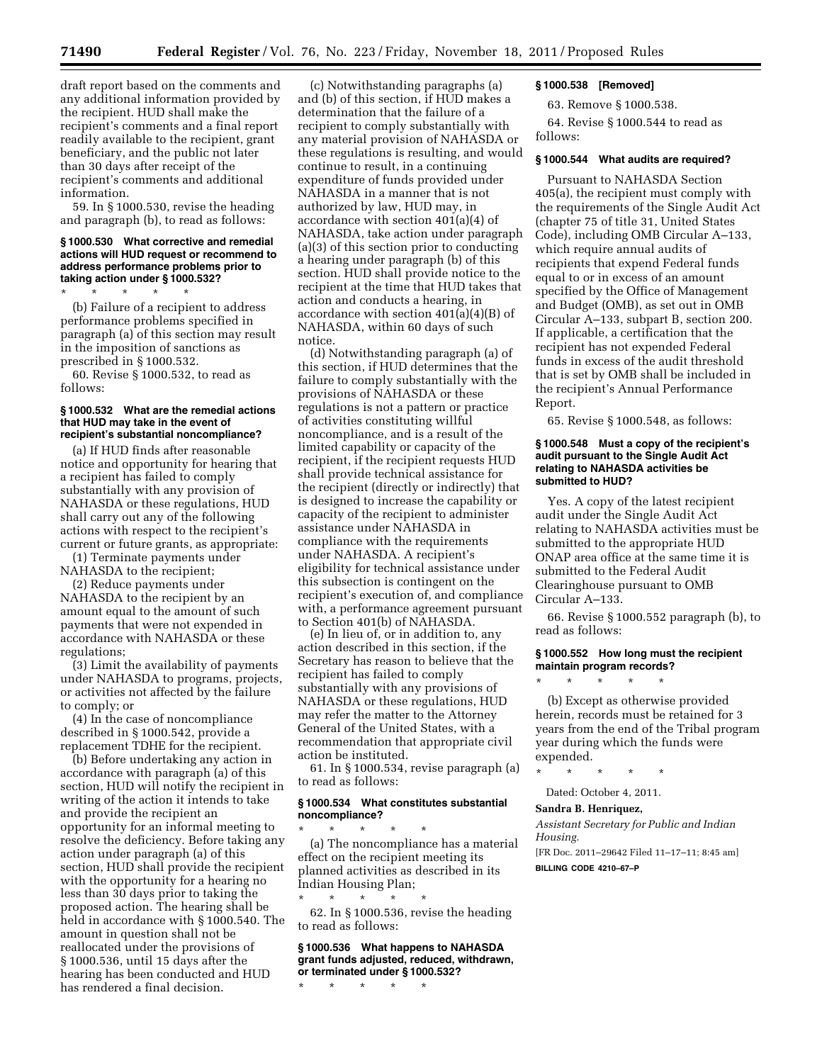draft report based on the comments and any additional information provided by the recipient. HUD shall make the recipient's comments and a final report readily available to the recipient, grant beneficiary, and the public not later than 30 days after receipt of the recipient's comments and additional information.

59. In § 1000.530, revise the heading and paragraph (b), to read as follows:

**§ 1000.530 What corrective and remedial actions will HUD request or recommend to address performance problems prior to taking action under § 1000.532?**

\* \* \* \* \*

(b) Failure of a recipient to address performance problems specified in paragraph (a) of this section may result in the imposition of sanctions as prescribed in § 1000.532.

60. Revise § 1000.532, to read as follows:

**§ 1000.532 What are the remedial actions that HUD may take in the event of recipient's substantial noncompliance?**

(a) If HUD finds after reasonable notice and opportunity for hearing that a recipient has failed to comply substantially with any provision of NAHASDA or these regulations, HUD shall carry out any of the following actions with respect to the recipient's current or future grants, as appropriate:

(1) Terminate payments under NAHASDA to the recipient;

(2) Reduce payments under NAHASDA to the recipient by an amount equal to the amount of such payments that were not expended in accordance with NAHASDA or these regulations;

(3) Limit the availability of payments under NAHASDA to programs, projects, or activities not affected by the failure to comply; or

(4) In the case of noncompliance described in § 1000.542, provide a replacement TDHE for the recipient.

(b) Before undertaking any action in accordance with paragraph (a) of this section, HUD will notify the recipient in writing of the action it intends to take and provide the recipient an opportunity for an informal meeting to resolve the deficiency. Before taking any action under paragraph (a) of this section, HUD shall provide the recipient with the opportunity for a hearing no less than 30 days prior to taking the proposed action. The hearing shall be held in accordance with § 1000.540. The amount in question shall not be reallocated under the provisions of § 1000.536, until 15 days after the hearing has been conducted and HUD has rendered a final decision.

(c) Notwithstanding paragraphs (a) and (b) of this section, if HUD makes a determination that the failure of a recipient to comply substantially with any material provision of NAHASDA or these regulations is resulting, and would continue to result, in a continuing expenditure of funds provided under NAHASDA in a manner that is not authorized by law, HUD may, in accordance with section 401(a)(4) of NAHASDA, take action under paragraph (a)(3) of this section prior to conducting a hearing under paragraph (b) of this section. HUD shall provide notice to the recipient at the time that HUD takes that action and conducts a hearing, in accordance with section 401(a)(4)(B) of NAHASDA, within 60 days of such notice.

(d) Notwithstanding paragraph (a) of this section, if HUD determines that the failure to comply substantially with the provisions of NAHASDA or these regulations is not a pattern or practice of activities constituting willful noncompliance, and is a result of the limited capability or capacity of the recipient, if the recipient requests HUD shall provide technical assistance for the recipient (directly or indirectly) that is designed to increase the capability or capacity of the recipient to administer assistance under NAHASDA in compliance with the requirements under NAHASDA. A recipient's eligibility for technical assistance under this subsection is contingent on the recipient's execution of, and compliance with, a performance agreement pursuant to Section 401(b) of NAHASDA.

(e) In lieu of, or in addition to, any action described in this section, if the Secretary has reason to believe that the recipient has failed to comply substantially with any provisions of NAHASDA or these regulations, HUD may refer the matter to the Attorney General of the United States, with a recommendation that appropriate civil action be instituted.

61. In § 1000.534, revise paragraph (a) to read as follows:

**§ 1000.534 What constitutes substantial noncompliance?**

\* \* \* \* \*

(a) The noncompliance has a material effect on the recipient meeting its planned activities as described in its Indian Housing Plan;

\* \* \* \* \*

62. In § 1000.536, revise the heading to read as follows:

**§ 1000.536 What happens to NAHASDA grant funds adjusted, reduced, withdrawn, or terminated under § 1000.532?**

\* \* \* \* \*

**§ 1000.538 [Removed]**

63. Remove § 1000.538.

64. Revise § 1000.544 to read as follows:

**§ 1000.544 What audits are required?**

Pursuant to NAHASDA Section 405(a), the recipient must comply with the requirements of the Single Audit Act (chapter 75 of title 31, United States Code), including OMB Circular A–133, which require annual audits of recipients that expend Federal funds equal to or in excess of an amount specified by the Office of Management and Budget (OMB), as set out in OMB Circular A–133, subpart B, section 200. If applicable, a certification that the recipient has not expended Federal funds in excess of the audit threshold that is set by OMB shall be included in the recipient's Annual Performance Report.

65. Revise § 1000.548, as follows:

**§ 1000.548 Must a copy of the recipient's audit pursuant to the Single Audit Act relating to NAHASDA activities be submitted to HUD?**

Yes. A copy of the latest recipient audit under the Single Audit Act relating to NAHASDA activities must be submitted to the appropriate HUD ONAP area office at the same time it is submitted to the Federal Audit Clearinghouse pursuant to OMB Circular A–133.

66. Revise § 1000.552 paragraph (b), to read as follows:

**§ 1000.552 How long must the recipient maintain program records?**

\* \* \* \* \*

(b) Except as otherwise provided herein, records must be retained for 3 years from the end of the Tribal program year during which the funds were expended.

\* \* \* \* \*

Dated: October 4, 2011.

**Sandra B. Henriquez,**

*Assistant Secretary for Public and Indian Housing.*

[FR Doc. 2011–29642 Filed 11–17–11; 8:45 am]

**BILLING CODE 4210–67–P**